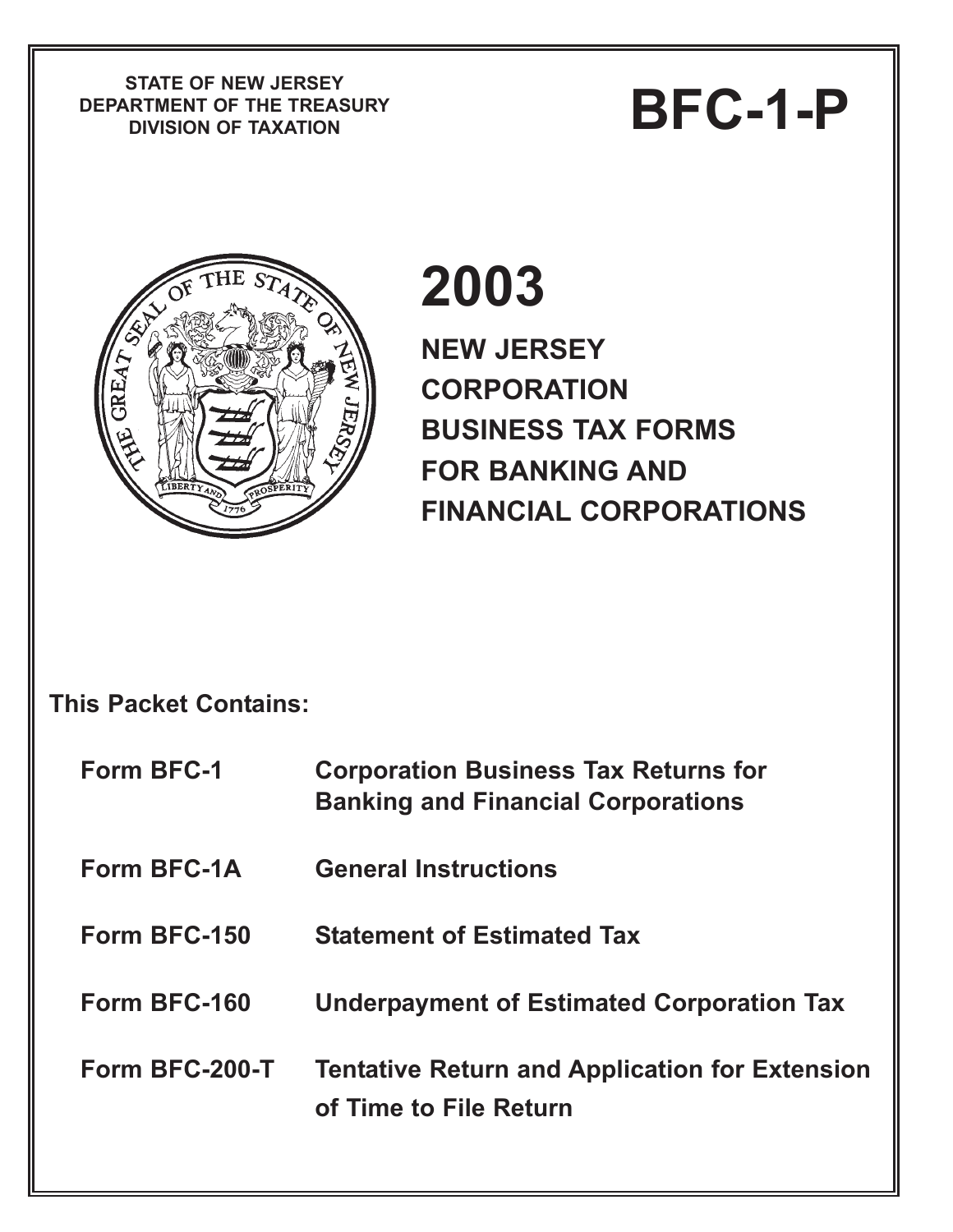STATE OF NEW JERSEY
DEPARTMENT OF THE TREASURY
DIVISION OF TAXATION

# BFC-1-P

# 2003

## NEW JERSEY CORPORATION BUSINESS TAX FORMS FOR BANKING AND FINANCIAL CORPORATIONS

**This Packet Contains:**

| | |
|---|---|
| **Form BFC-1** | **Corporation Business Tax Returns for Banking and Financial Corporations** |
| **Form BFC-1A** | **General Instructions** |
| **Form BFC-150** | **Statement of Estimated Tax** |
| **Form BFC-160** | **Underpayment of Estimated Corporation Tax** |
| **Form BFC-200-T** | **Tentative Return and Application for Extension of Time to File Return** |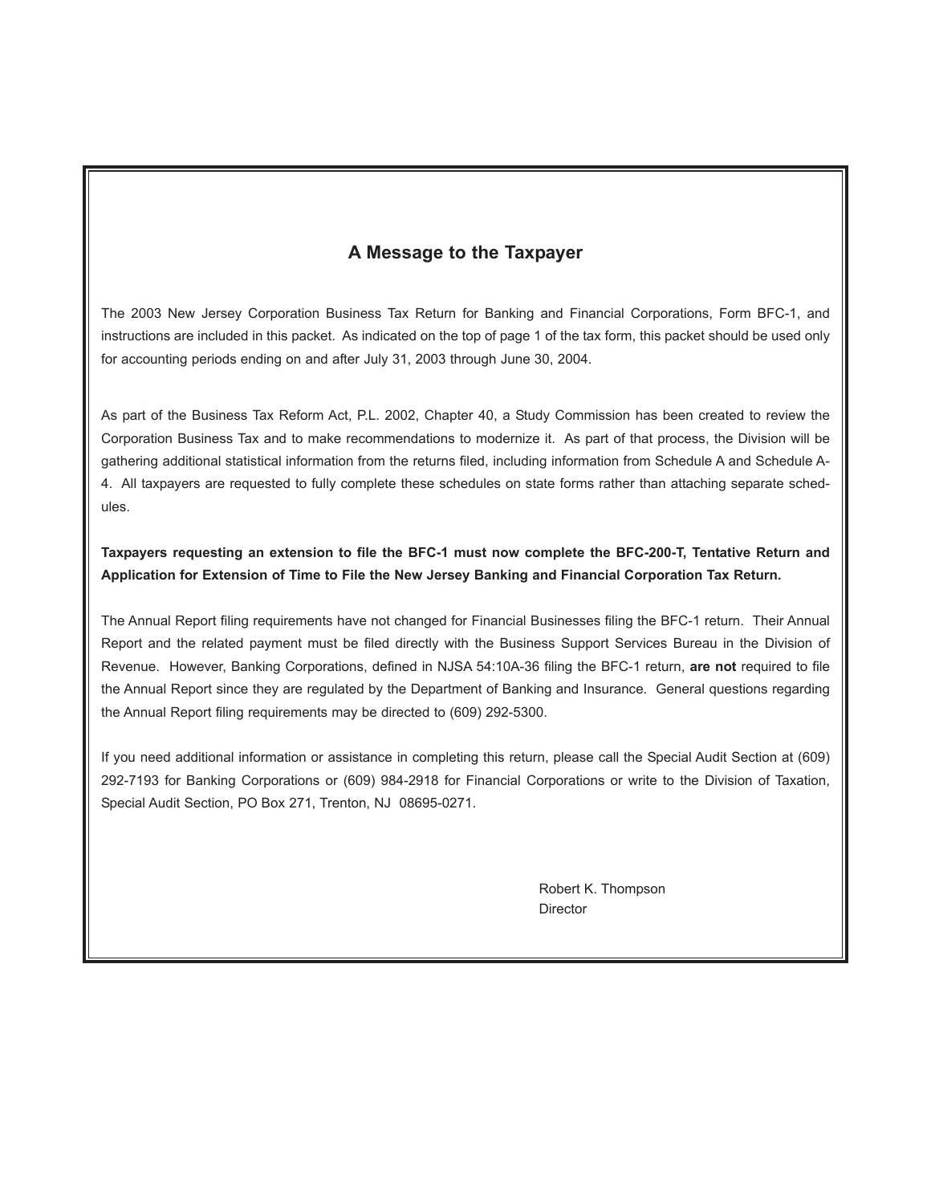## A Message to the Taxpayer

The 2003 New Jersey Corporation Business Tax Return for Banking and Financial Corporations, Form BFC-1, and instructions are included in this packet. As indicated on the top of page 1 of the tax form, this packet should be used only for accounting periods ending on and after July 31, 2003 through June 30, 2004.

As part of the Business Tax Reform Act, P.L. 2002, Chapter 40, a Study Commission has been created to review the Corporation Business Tax and to make recommendations to modernize it. As part of that process, the Division will be gathering additional statistical information from the returns filed, including information from Schedule A and Schedule A-4. All taxpayers are requested to fully complete these schedules on state forms rather than attaching separate schedules.

**Taxpayers requesting an extension to file the BFC-1 must now complete the BFC-200-T, Tentative Return and Application for Extension of Time to File the New Jersey Banking and Financial Corporation Tax Return.**

The Annual Report filing requirements have not changed for Financial Businesses filing the BFC-1 return. Their Annual Report and the related payment must be filed directly with the Business Support Services Bureau in the Division of Revenue. However, Banking Corporations, defined in NJSA 54:10A-36 filing the BFC-1 return, **are not** required to file the Annual Report since they are regulated by the Department of Banking and Insurance. General questions regarding the Annual Report filing requirements may be directed to (609) 292-5300.

If you need additional information or assistance in completing this return, please call the Special Audit Section at (609) 292-7193 for Banking Corporations or (609) 984-2918 for Financial Corporations or write to the Division of Taxation, Special Audit Section, PO Box 271, Trenton, NJ 08695-0271.

Robert K. Thompson
Director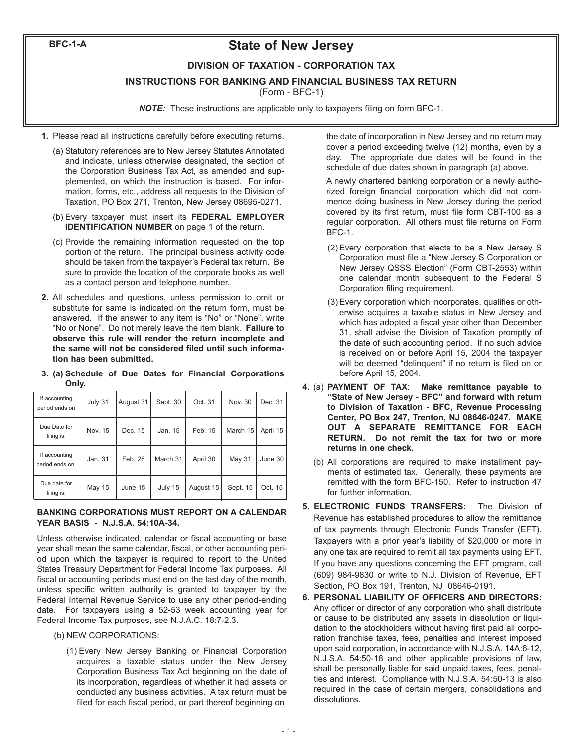**BFC-1-A**

# State of New Jersey

## DIVISION OF TAXATION - CORPORATION TAX

### INSTRUCTIONS FOR BANKING AND FINANCIAL BUSINESS TAX RETURN

(Form - BFC-1)

***NOTE:*** These instructions are applicable only to taxpayers filing on form BFC-1.

**1.** Please read all instructions carefully before executing returns.

(a) Statutory references are to New Jersey Statutes Annotated and indicate, unless otherwise designated, the section of the Corporation Business Tax Act, as amended and supplemented, on which the instruction is based. For information, forms, etc., address all requests to the Division of Taxation, PO Box 271, Trenton, New Jersey 08695-0271.

(b) Every taxpayer must insert its **FEDERAL EMPLOYER IDENTIFICATION NUMBER** on page 1 of the return.

(c) Provide the remaining information requested on the top portion of the return. The principal business activity code should be taken from the taxpayer's Federal tax return. Be sure to provide the location of the corporate books as well as a contact person and telephone number.

**2.** All schedules and questions, unless permission to omit or substitute for same is indicated on the return form, must be answered. If the answer to any item is "No" or "None", write "No or None". Do not merely leave the item blank. **Failure to observe this rule will render the return incomplete and the same will not be considered filed until such information has been submitted.**

**3. (a) Schedule of Due Dates for Financial Corporations Only.**

| If accounting period ends on | July 31 | August 31 | Sept. 30 | Oct. 31 | Nov. 30 | Dec. 31 |
|---|---|---|---|---|---|---|
| Due Date for filing is: | Nov. 15 | Dec. 15 | Jan. 15 | Feb. 15 | March 15 | April 15 |
| If accounting period ends on: | Jan. 31 | Feb. 28 | March 31 | April 30 | May 31 | June 30 |
| Due date for filing is: | May 15 | June 15 | July 15 | August 15 | Sept. 15 | Oct. 15 |

**BANKING CORPORATIONS MUST REPORT ON A CALENDAR YEAR BASIS - N.J.S.A. 54:10A-34.**

Unless otherwise indicated, calendar or fiscal accounting or base year shall mean the same calendar, fiscal, or other accounting period upon which the taxpayer is required to report to the United States Treasury Department for Federal Income Tax purposes. All fiscal or accounting periods must end on the last day of the month, unless specific written authority is granted to taxpayer by the Federal Internal Revenue Service to use any other period-ending date. For taxpayers using a 52-53 week accounting year for Federal Income Tax purposes, see N.J.A.C. 18:7-2.3.

(b) NEW CORPORATIONS:

(1) Every New Jersey Banking or Financial Corporation acquires a taxable status under the New Jersey Corporation Business Tax Act beginning on the date of its incorporation, regardless of whether it had assets or conducted any business activities. A tax return must be filed for each fiscal period, or part thereof beginning on the date of incorporation in New Jersey and no return may cover a period exceeding twelve (12) months, even by a day. The appropriate due dates will be found in the schedule of due dates shown in paragraph (a) above.

A newly chartered banking corporation or a newly authorized foreign financial corporation which did not commence doing business in New Jersey during the period covered by its first return, must file form CBT-100 as a regular corporation. All others must file returns on Form BFC-1.

(2) Every corporation that elects to be a New Jersey S Corporation must file a "New Jersey S Corporation or New Jersey QSSS Election" (Form CBT-2553) within one calendar month subsequent to the Federal S Corporation filing requirement.

(3) Every corporation which incorporates, qualifies or otherwise acquires a taxable status in New Jersey and which has adopted a fiscal year other than December 31, shall advise the Division of Taxation promptly of the date of such accounting period. If no such advice is received on or before April 15, 2004 the taxpayer will be deemed "delinquent" if no return is filed on or before April 15, 2004.

**4.** (a) **PAYMENT OF TAX**: **Make remittance payable to "State of New Jersey - BFC" and forward with return to Division of Taxation - BFC, Revenue Processing Center, PO Box 247, Trenton, NJ 08646-0247. MAKE OUT A SEPARATE REMITTANCE FOR EACH RETURN. Do not remit the tax for two or more returns in one check.**

(b) All corporations are required to make installment payments of estimated tax. Generally, these payments are remitted with the form BFC-150. Refer to instruction 47 for further information.

**5. ELECTRONIC FUNDS TRANSFERS:** The Division of Revenue has established procedures to allow the remittance of tax payments through Electronic Funds Transfer (EFT). Taxpayers with a prior year's liability of $20,000 or more in any one tax are required to remit all tax payments using EFT. If you have any questions concerning the EFT program, call (609) 984-9830 or write to N.J. Division of Revenue, EFT Section, PO Box 191, Trenton, NJ 08646-0191.

**6. PERSONAL LIABILITY OF OFFICERS AND DIRECTORS:** Any officer or director of any corporation who shall distribute or cause to be distributed any assets in dissolution or liquidation to the stockholders without having first paid all corporation franchise taxes, fees, penalties and interest imposed upon said corporation, in accordance with N.J.S.A. 14A:6-12, N.J.S.A. 54:50-18 and other applicable provisions of law, shall be personally liable for said unpaid taxes, fees, penalties and interest. Compliance with N.J.S.A. 54:50-13 is also required in the case of certain mergers, consolidations and dissolutions.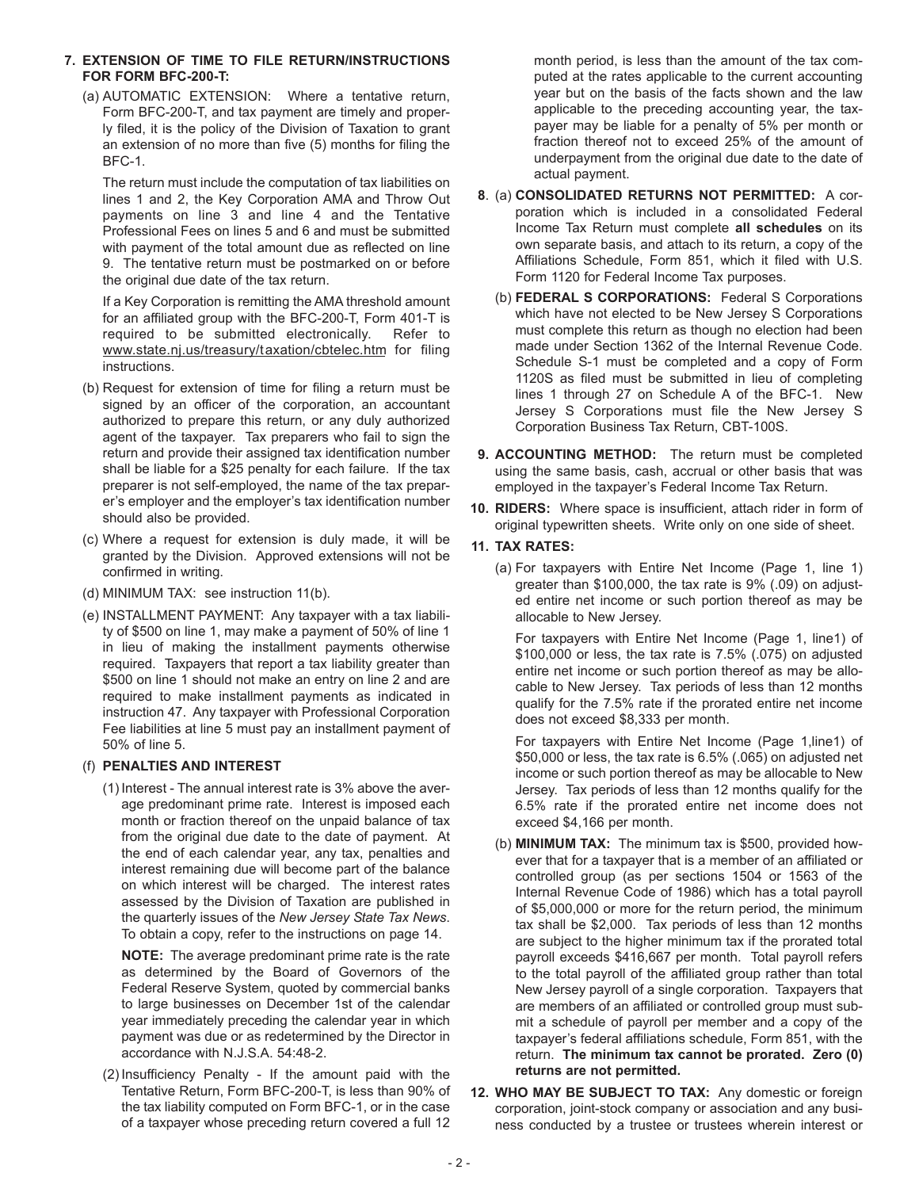**7. EXTENSION OF TIME TO FILE RETURN/INSTRUCTIONS FOR FORM BFC-200-T:**

(a) AUTOMATIC EXTENSION: Where a tentative return, Form BFC-200-T, and tax payment are timely and properly filed, it is the policy of the Division of Taxation to grant an extension of no more than five (5) months for filing the BFC-1.

The return must include the computation of tax liabilities on lines 1 and 2, the Key Corporation AMA and Throw Out payments on line 3 and line 4 and the Tentative Professional Fees on lines 5 and 6 and must be submitted with payment of the total amount due as reflected on line 9. The tentative return must be postmarked on or before the original due date of the tax return.

If a Key Corporation is remitting the AMA threshold amount for an affiliated group with the BFC-200-T, Form 401-T is required to be submitted electronically. Refer to www.state.nj.us/treasury/taxation/cbtelec.htm for filing instructions.

(b) Request for extension of time for filing a return must be signed by an officer of the corporation, an accountant authorized to prepare this return, or any duly authorized agent of the taxpayer. Tax preparers who fail to sign the return and provide their assigned tax identification number shall be liable for a $25 penalty for each failure. If the tax preparer is not self-employed, the name of the tax preparer's employer and the employer's tax identification number should also be provided.

(c) Where a request for extension is duly made, it will be granted by the Division. Approved extensions will not be confirmed in writing.

(d) MINIMUM TAX: see instruction 11(b).

(e) INSTALLMENT PAYMENT: Any taxpayer with a tax liability of $500 on line 1, may make a payment of 50% of line 1 in lieu of making the installment payments otherwise required. Taxpayers that report a tax liability greater than $500 on line 1 should not make an entry on line 2 and are required to make installment payments as indicated in instruction 47. Any taxpayer with Professional Corporation Fee liabilities at line 5 must pay an installment payment of 50% of line 5.

(f) **PENALTIES AND INTEREST**

(1) Interest - The annual interest rate is 3% above the average predominant prime rate. Interest is imposed each month or fraction thereof on the unpaid balance of tax from the original due date to the date of payment. At the end of each calendar year, any tax, penalties and interest remaining due will become part of the balance on which interest will be charged. The interest rates assessed by the Division of Taxation are published in the quarterly issues of the *New Jersey State Tax News*. To obtain a copy, refer to the instructions on page 14.

**NOTE:** The average predominant prime rate is the rate as determined by the Board of Governors of the Federal Reserve System, quoted by commercial banks to large businesses on December 1st of the calendar year immediately preceding the calendar year in which payment was due or as redetermined by the Director in accordance with N.J.S.A. 54:48-2.

(2) Insufficiency Penalty - If the amount paid with the Tentative Return, Form BFC-200-T, is less than 90% of the tax liability computed on Form BFC-1, or in the case of a taxpayer whose preceding return covered a full 12 month period, is less than the amount of the tax computed at the rates applicable to the current accounting year but on the basis of the facts shown and the law applicable to the preceding accounting year, the taxpayer may be liable for a penalty of 5% per month or fraction thereof not to exceed 25% of the amount of underpayment from the original due date to the date of actual payment.

**8.** (a) **CONSOLIDATED RETURNS NOT PERMITTED:** A corporation which is included in a consolidated Federal Income Tax Return must complete **all schedules** on its own separate basis, and attach to its return, a copy of the Affiliations Schedule, Form 851, which it filed with U.S. Form 1120 for Federal Income Tax purposes.

(b) **FEDERAL S CORPORATIONS:** Federal S Corporations which have not elected to be New Jersey S Corporations must complete this return as though no election had been made under Section 1362 of the Internal Revenue Code. Schedule S-1 must be completed and a copy of Form 1120S as filed must be submitted in lieu of completing lines 1 through 27 on Schedule A of the BFC-1. New Jersey S Corporations must file the New Jersey S Corporation Business Tax Return, CBT-100S.

**9. ACCOUNTING METHOD:** The return must be completed using the same basis, cash, accrual or other basis that was employed in the taxpayer's Federal Income Tax Return.

**10. RIDERS:** Where space is insufficient, attach rider in form of original typewritten sheets. Write only on one side of sheet.

**11. TAX RATES:**

(a) For taxpayers with Entire Net Income (Page 1, line 1) greater than $100,000, the tax rate is 9% (.09) on adjusted entire net income or such portion thereof as may be allocable to New Jersey.

For taxpayers with Entire Net Income (Page 1, line1) of $100,000 or less, the tax rate is 7.5% (.075) on adjusted entire net income or such portion thereof as may be allocable to New Jersey. Tax periods of less than 12 months qualify for the 7.5% rate if the prorated entire net income does not exceed $8,333 per month.

For taxpayers with Entire Net Income (Page 1,line1) of $50,000 or less, the tax rate is 6.5% (.065) on adjusted net income or such portion thereof as may be allocable to New Jersey. Tax periods of less than 12 months qualify for the 6.5% rate if the prorated entire net income does not exceed $4,166 per month.

(b) **MINIMUM TAX:** The minimum tax is $500, provided however that for a taxpayer that is a member of an affiliated or controlled group (as per sections 1504 or 1563 of the Internal Revenue Code of 1986) which has a total payroll of $5,000,000 or more for the return period, the minimum tax shall be $2,000. Tax periods of less than 12 months are subject to the higher minimum tax if the prorated total payroll exceeds $416,667 per month. Total payroll refers to the total payroll of the affiliated group rather than total New Jersey payroll of a single corporation. Taxpayers that are members of an affiliated or controlled group must submit a schedule of payroll per member and a copy of the taxpayer's federal affiliations schedule, Form 851, with the return. **The minimum tax cannot be prorated. Zero (0) returns are not permitted.**

**12. WHO MAY BE SUBJECT TO TAX:** Any domestic or foreign corporation, joint-stock company or association and any business conducted by a trustee or trustees wherein interest or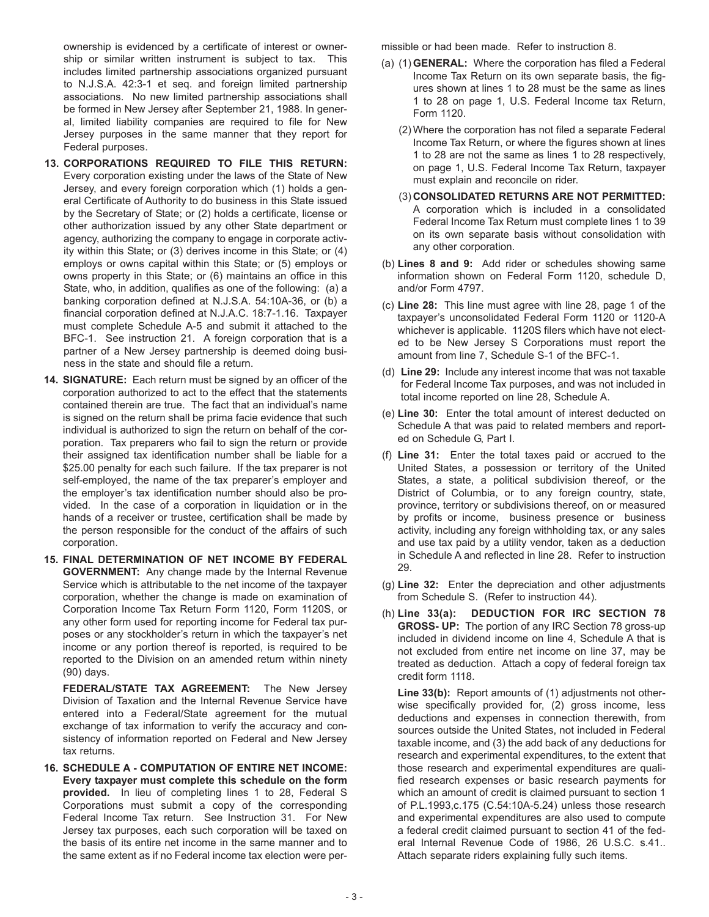ownership is evidenced by a certificate of interest or ownership or similar written instrument is subject to tax. This includes limited partnership associations organized pursuant to N.J.S.A. 42:3-1 et seq. and foreign limited partnership associations. No new limited partnership associations shall be formed in New Jersey after September 21, 1988. In general, limited liability companies are required to file for New Jersey purposes in the same manner that they report for Federal purposes.

**13. CORPORATIONS REQUIRED TO FILE THIS RETURN:** Every corporation existing under the laws of the State of New Jersey, and every foreign corporation which (1) holds a general Certificate of Authority to do business in this State issued by the Secretary of State; or (2) holds a certificate, license or other authorization issued by any other State department or agency, authorizing the company to engage in corporate activity within this State; or (3) derives income in this State; or (4) employs or owns capital within this State; or (5) employs or owns property in this State; or (6) maintains an office in this State, who, in addition, qualifies as one of the following: (a) a banking corporation defined at N.J.S.A. 54:10A-36, or (b) a financial corporation defined at N.J.A.C. 18:7-1.16. Taxpayer must complete Schedule A-5 and submit it attached to the BFC-1. See instruction 21. A foreign corporation that is a partner of a New Jersey partnership is deemed doing business in the state and should file a return.

**14. SIGNATURE:** Each return must be signed by an officer of the corporation authorized to act to the effect that the statements contained therein are true. The fact that an individual's name is signed on the return shall be prima facie evidence that such individual is authorized to sign the return on behalf of the corporation. Tax preparers who fail to sign the return or provide their assigned tax identification number shall be liable for a $25.00 penalty for each such failure. If the tax preparer is not self-employed, the name of the tax preparer's employer and the employer's tax identification number should also be provided. In the case of a corporation in liquidation or in the hands of a receiver or trustee, certification shall be made by the person responsible for the conduct of the affairs of such corporation.

**15. FINAL DETERMINATION OF NET INCOME BY FEDERAL GOVERNMENT:** Any change made by the Internal Revenue Service which is attributable to the net income of the taxpayer corporation, whether the change is made on examination of Corporation Income Tax Return Form 1120, Form 1120S, or any other form used for reporting income for Federal tax purposes or any stockholder's return in which the taxpayer's net income or any portion thereof is reported, is required to be reported to the Division on an amended return within ninety (90) days.

**FEDERAL/STATE TAX AGREEMENT:** The New Jersey Division of Taxation and the Internal Revenue Service have entered into a Federal/State agreement for the mutual exchange of tax information to verify the accuracy and consistency of information reported on Federal and New Jersey tax returns.

**16. SCHEDULE A - COMPUTATION OF ENTIRE NET INCOME: Every taxpayer must complete this schedule on the form provided.** In lieu of completing lines 1 to 28, Federal S Corporations must submit a copy of the corresponding Federal Income Tax return. See Instruction 31. For New Jersey tax purposes, each such corporation will be taxed on the basis of its entire net income in the same manner and to the same extent as if no Federal income tax election were permissible or had been made. Refer to instruction 8.

(a) (1) **GENERAL:** Where the corporation has filed a Federal Income Tax Return on its own separate basis, the figures shown at lines 1 to 28 must be the same as lines 1 to 28 on page 1, U.S. Federal Income tax Return, Form 1120.

(2) Where the corporation has not filed a separate Federal Income Tax Return, or where the figures shown at lines 1 to 28 are not the same as lines 1 to 28 respectively, on page 1, U.S. Federal Income Tax Return, taxpayer must explain and reconcile on rider.

(3) **CONSOLIDATED RETURNS ARE NOT PERMITTED:** A corporation which is included in a consolidated Federal Income Tax Return must complete lines 1 to 39 on its own separate basis without consolidation with any other corporation.

(b) **Lines 8 and 9:** Add rider or schedules showing same information shown on Federal Form 1120, schedule D, and/or Form 4797.

(c) **Line 28:** This line must agree with line 28, page 1 of the taxpayer's unconsolidated Federal Form 1120 or 1120-A whichever is applicable. 1120S filers which have not elected to be New Jersey S Corporations must report the amount from line 7, Schedule S-1 of the BFC-1.

(d) **Line 29:** Include any interest income that was not taxable for Federal Income Tax purposes, and was not included in total income reported on line 28, Schedule A.

(e) **Line 30:** Enter the total amount of interest deducted on Schedule A that was paid to related members and reported on Schedule G, Part I.

(f) **Line 31:** Enter the total taxes paid or accrued to the United States, a possession or territory of the United States, a state, a political subdivision thereof, or the District of Columbia, or to any foreign country, state, province, territory or subdivisions thereof, on or measured by profits or income, business presence or business activity, including any foreign withholding tax, or any sales and use tax paid by a utility vendor, taken as a deduction in Schedule A and reflected in line 28. Refer to instruction 29.

(g) **Line 32:** Enter the depreciation and other adjustments from Schedule S. (Refer to instruction 44).

(h) **Line 33(a): DEDUCTION FOR IRC SECTION 78 GROSS- UP:** The portion of any IRC Section 78 gross-up included in dividend income on line 4, Schedule A that is not excluded from entire net income on line 37, may be treated as deduction. Attach a copy of federal foreign tax credit form 1118.

**Line 33(b):** Report amounts of (1) adjustments not otherwise specifically provided for, (2) gross income, less deductions and expenses in connection therewith, from sources outside the United States, not included in Federal taxable income, and (3) the add back of any deductions for research and experimental expenditures, to the extent that those research and experimental expenditures are qualified research expenses or basic research payments for which an amount of credit is claimed pursuant to section 1 of P.L.1993,c.175 (C.54:10A-5.24) unless those research and experimental expenditures are also used to compute a federal credit claimed pursuant to section 41 of the federal Internal Revenue Code of 1986, 26 U.S.C. s.41.. Attach separate riders explaining fully such items.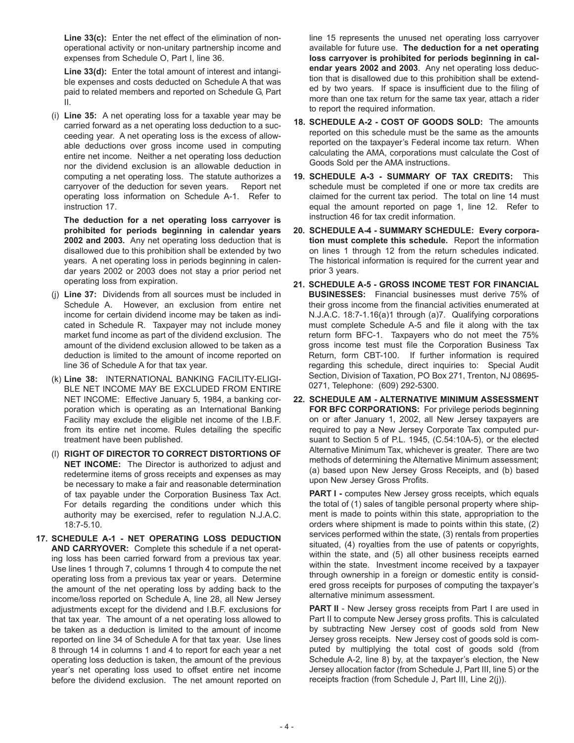**Line 33(c):** Enter the net effect of the elimination of non-operational activity or non-unitary partnership income and expenses from Schedule O, Part I, line 36.

**Line 33(d):** Enter the total amount of interest and intangible expenses and costs deducted on Schedule A that was paid to related members and reported on Schedule G, Part II.

(i) **Line 35:** A net operating loss for a taxable year may be carried forward as a net operating loss deduction to a succeeding year. A net operating loss is the excess of allowable deductions over gross income used in computing entire net income. Neither a net operating loss deduction nor the dividend exclusion is an allowable deduction in computing a net operating loss. The statute authorizes a carryover of the deduction for seven years. Report net operating loss information on Schedule A-1. Refer to instruction 17.

**The deduction for a net operating loss carryover is prohibited for periods beginning in calendar years 2002 and 2003.** Any net operating loss deduction that is disallowed due to this prohibition shall be extended by two years. A net operating loss in periods beginning in calendar years 2002 or 2003 does not stay a prior period net operating loss from expiration.

(j) **Line 37:** Dividends from all sources must be included in Schedule A. However, an exclusion from entire net income for certain dividend income may be taken as indicated in Schedule R. Taxpayer may not include money market fund income as part of the dividend exclusion. The amount of the dividend exclusion allowed to be taken as a deduction is limited to the amount of income reported on line 36 of Schedule A for that tax year.

(k) **Line 38:** INTERNATIONAL BANKING FACILITY-ELIGIBLE NET INCOME MAY BE EXCLUDED FROM ENTIRE NET INCOME: Effective January 5, 1984, a banking corporation which is operating as an International Banking Facility may exclude the eligible net income of the I.B.F. from its entire net income. Rules detailing the specific treatment have been published.

(l) **RIGHT OF DIRECTOR TO CORRECT DISTORTIONS OF NET INCOME:** The Director is authorized to adjust and redetermine items of gross receipts and expenses as may be necessary to make a fair and reasonable determination of tax payable under the Corporation Business Tax Act. For details regarding the conditions under which this authority may be exercised, refer to regulation N.J.A.C. 18:7-5.10.

**17. SCHEDULE A-1 - NET OPERATING LOSS DEDUCTION AND CARRYOVER:** Complete this schedule if a net operating loss has been carried forward from a previous tax year. Use lines 1 through 7, columns 1 through 4 to compute the net operating loss from a previous tax year or years. Determine the amount of the net operating loss by adding back to the income/loss reported on Schedule A, line 28, all New Jersey adjustments except for the dividend and I.B.F. exclusions for that tax year. The amount of a net operating loss allowed to be taken as a deduction is limited to the amount of income reported on line 34 of Schedule A for that tax year. Use lines 8 through 14 in columns 1 and 4 to report for each year a net operating loss deduction is taken, the amount of the previous year's net operating loss used to offset entire net income before the dividend exclusion. The net amount reported on line 15 represents the unused net operating loss carryover available for future use. **The deduction for a net operating loss carryover is prohibited for periods beginning in calendar years 2002 and 2003**. Any net operating loss deduction that is disallowed due to this prohibition shall be extended by two years. If space is insufficient due to the filing of more than one tax return for the same tax year, attach a rider to report the required information.

**18. SCHEDULE A-2 - COST OF GOODS SOLD:** The amounts reported on this schedule must be the same as the amounts reported on the taxpayer's Federal income tax return. When calculating the AMA, corporations must calculate the Cost of Goods Sold per the AMA instructions.

**19. SCHEDULE A-3 - SUMMARY OF TAX CREDITS:** This schedule must be completed if one or more tax credits are claimed for the current tax period. The total on line 14 must equal the amount reported on page 1, line 12. Refer to instruction 46 for tax credit information.

**20. SCHEDULE A-4 - SUMMARY SCHEDULE: Every corporation must complete this schedule.** Report the information on lines 1 through 12 from the return schedules indicated. The historical information is required for the current year and prior 3 years.

**21. SCHEDULE A-5 - GROSS INCOME TEST FOR FINANCIAL BUSINESSES:** Financial businesses must derive 75% of their gross income from the financial activities enumerated at N.J.A.C. 18:7-1.16(a)1 through (a)7. Qualifying corporations must complete Schedule A-5 and file it along with the tax return form BFC-1. Taxpayers who do not meet the 75% gross income test must file the Corporation Business Tax Return, form CBT-100. If further information is required regarding this schedule, direct inquiries to: Special Audit Section, Division of Taxation, PO Box 271, Trenton, NJ 08695-0271, Telephone: (609) 292-5300.

**22. SCHEDULE AM - ALTERNATIVE MINIMUM ASSESSMENT FOR BFC CORPORATIONS:** For privilege periods beginning on or after January 1, 2002, all New Jersey taxpayers are required to pay a New Jersey Corporate Tax computed pursuant to Section 5 of P.L. 1945, (C.54:10A-5), or the elected Alternative Minimum Tax, whichever is greater. There are two methods of determining the Alternative Minimum assessment; (a) based upon New Jersey Gross Receipts, and (b) based upon New Jersey Gross Profits.

**PART I -** computes New Jersey gross receipts, which equals the total of (1) sales of tangible personal property where shipment is made to points within this state, appropriation to the orders where shipment is made to points within this state, (2) services performed within the state, (3) rentals from properties situated, (4) royalties from the use of patents or copyrights, within the state, and (5) all other business receipts earned within the state. Investment income received by a taxpayer through ownership in a foreign or domestic entity is considered gross receipts for purposes of computing the taxpayer's alternative minimum assessment.

**PART II** - New Jersey gross receipts from Part I are used in Part II to compute New Jersey gross profits. This is calculated by subtracting New Jersey cost of goods sold from New Jersey gross receipts. New Jersey cost of goods sold is computed by multiplying the total cost of goods sold (from Schedule A-2, line 8) by, at the taxpayer's election, the New Jersey allocation factor (from Schedule J, Part III, line 5) or the receipts fraction (from Schedule J, Part III, Line 2(j)).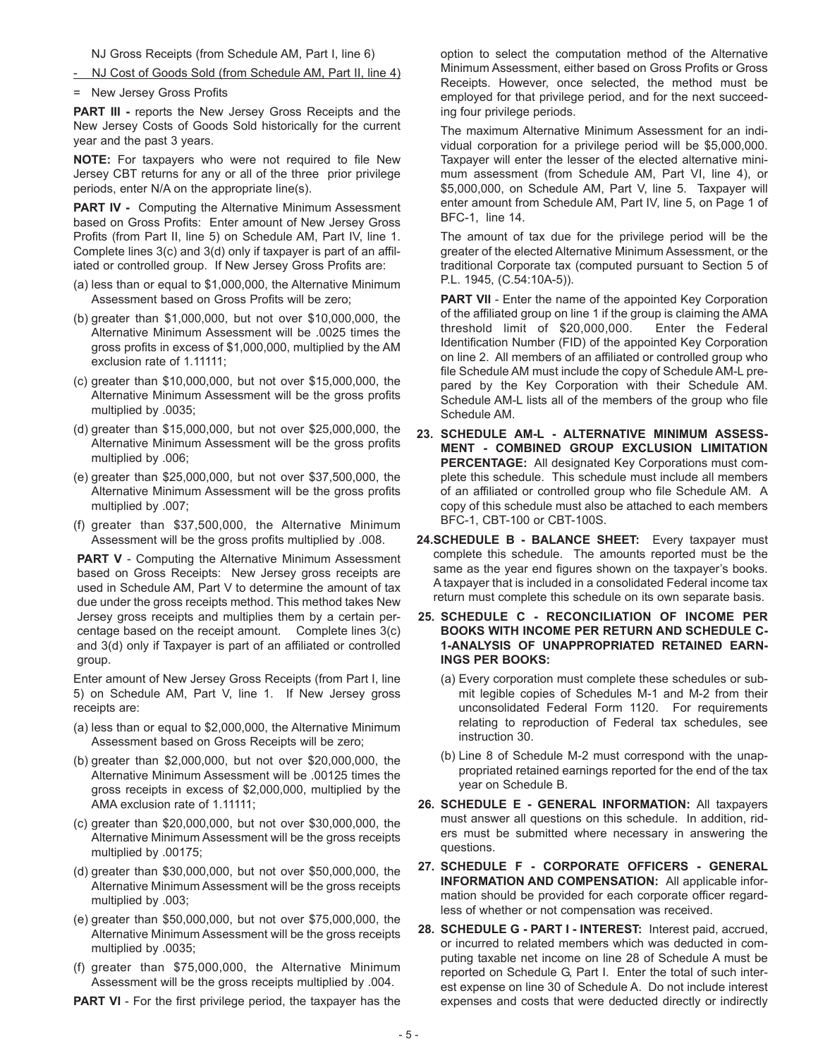NJ Gross Receipts (from Schedule AM, Part I, line 6)

- NJ Cost of Goods Sold (from Schedule AM, Part II, line 4)

= New Jersey Gross Profits

**PART III -** reports the New Jersey Gross Receipts and the New Jersey Costs of Goods Sold historically for the current year and the past 3 years.

**NOTE:** For taxpayers who were not required to file New Jersey CBT returns for any or all of the three prior privilege periods, enter N/A on the appropriate line(s).

**PART IV -** Computing the Alternative Minimum Assessment based on Gross Profits: Enter amount of New Jersey Gross Profits (from Part II, line 5) on Schedule AM, Part IV, line 1. Complete lines 3(c) and 3(d) only if taxpayer is part of an affiliated or controlled group. If New Jersey Gross Profits are:

(a) less than or equal to $1,000,000, the Alternative Minimum Assessment based on Gross Profits will be zero;

(b) greater than $1,000,000, but not over $10,000,000, the Alternative Minimum Assessment will be .0025 times the gross profits in excess of $1,000,000, multiplied by the AM exclusion rate of 1.11111;

(c) greater than $10,000,000, but not over $15,000,000, the Alternative Minimum Assessment will be the gross profits multiplied by .0035;

(d) greater than $15,000,000, but not over $25,000,000, the Alternative Minimum Assessment will be the gross profits multiplied by .006;

(e) greater than $25,000,000, but not over $37,500,000, the Alternative Minimum Assessment will be the gross profits multiplied by .007;

(f) greater than $37,500,000, the Alternative Minimum Assessment will be the gross profits multiplied by .008.

**PART V** - Computing the Alternative Minimum Assessment based on Gross Receipts: New Jersey gross receipts are used in Schedule AM, Part V to determine the amount of tax due under the gross receipts method. This method takes New Jersey gross receipts and multiplies them by a certain percentage based on the receipt amount. Complete lines 3(c) and 3(d) only if Taxpayer is part of an affiliated or controlled group.

Enter amount of New Jersey Gross Receipts (from Part I, line 5) on Schedule AM, Part V, line 1. If New Jersey gross receipts are:

(a) less than or equal to $2,000,000, the Alternative Minimum Assessment based on Gross Receipts will be zero;

(b) greater than $2,000,000, but not over $20,000,000, the Alternative Minimum Assessment will be .00125 times the gross receipts in excess of $2,000,000, multiplied by the AMA exclusion rate of 1.11111;

(c) greater than $20,000,000, but not over $30,000,000, the Alternative Minimum Assessment will be the gross receipts multiplied by .00175;

(d) greater than $30,000,000, but not over $50,000,000, the Alternative Minimum Assessment will be the gross receipts multiplied by .003;

(e) greater than $50,000,000, but not over $75,000,000, the Alternative Minimum Assessment will be the gross receipts multiplied by .0035;

(f) greater than $75,000,000, the Alternative Minimum Assessment will be the gross receipts multiplied by .004.

**PART VI** - For the first privilege period, the taxpayer has the option to select the computation method of the Alternative Minimum Assessment, either based on Gross Profits or Gross Receipts. However, once selected, the method must be employed for that privilege period, and for the next succeeding four privilege periods.

The maximum Alternative Minimum Assessment for an individual corporation for a privilege period will be $5,000,000. Taxpayer will enter the lesser of the elected alternative minimum assessment (from Schedule AM, Part VI, line 4), or $5,000,000, on Schedule AM, Part V, line 5. Taxpayer will enter amount from Schedule AM, Part IV, line 5, on Page 1 of BFC-1, line 14.

The amount of tax due for the privilege period will be the greater of the elected Alternative Minimum Assessment, or the traditional Corporate tax (computed pursuant to Section 5 of P.L. 1945, (C.54:10A-5)).

**PART VII** - Enter the name of the appointed Key Corporation of the affiliated group on line 1 if the group is claiming the AMA threshold limit of $20,000,000. Enter the Federal Identification Number (FID) of the appointed Key Corporation on line 2. All members of an affiliated or controlled group who file Schedule AM must include the copy of Schedule AM-L prepared by the Key Corporation with their Schedule AM. Schedule AM-L lists all of the members of the group who file Schedule AM.

**23. SCHEDULE AM-L - ALTERNATIVE MINIMUM ASSESSMENT - COMBINED GROUP EXCLUSION LIMITATION PERCENTAGE:** All designated Key Corporations must complete this schedule. This schedule must include all members of an affiliated or controlled group who file Schedule AM. A copy of this schedule must also be attached to each members BFC-1, CBT-100 or CBT-100S.

**24. SCHEDULE B - BALANCE SHEET:** Every taxpayer must complete this schedule. The amounts reported must be the same as the year end figures shown on the taxpayer's books. A taxpayer that is included in a consolidated Federal income tax return must complete this schedule on its own separate basis.

**25. SCHEDULE C - RECONCILIATION OF INCOME PER BOOKS WITH INCOME PER RETURN AND SCHEDULE C-1-ANALYSIS OF UNAPPROPRIATED RETAINED EARNINGS PER BOOKS:**

(a) Every corporation must complete these schedules or submit legible copies of Schedules M-1 and M-2 from their unconsolidated Federal Form 1120. For requirements relating to reproduction of Federal tax schedules, see instruction 30.

(b) Line 8 of Schedule M-2 must correspond with the unappropriated retained earnings reported for the end of the tax year on Schedule B.

**26. SCHEDULE E - GENERAL INFORMATION:** All taxpayers must answer all questions on this schedule. In addition, riders must be submitted where necessary in answering the questions.

**27. SCHEDULE F - CORPORATE OFFICERS - GENERAL INFORMATION AND COMPENSATION:** All applicable information should be provided for each corporate officer regardless of whether or not compensation was received.

**28. SCHEDULE G - PART I - INTEREST:** Interest paid, accrued, or incurred to related members which was deducted in computing taxable net income on line 28 of Schedule A must be reported on Schedule G, Part I. Enter the total of such interest expense on line 30 of Schedule A. Do not include interest expenses and costs that were deducted directly or indirectly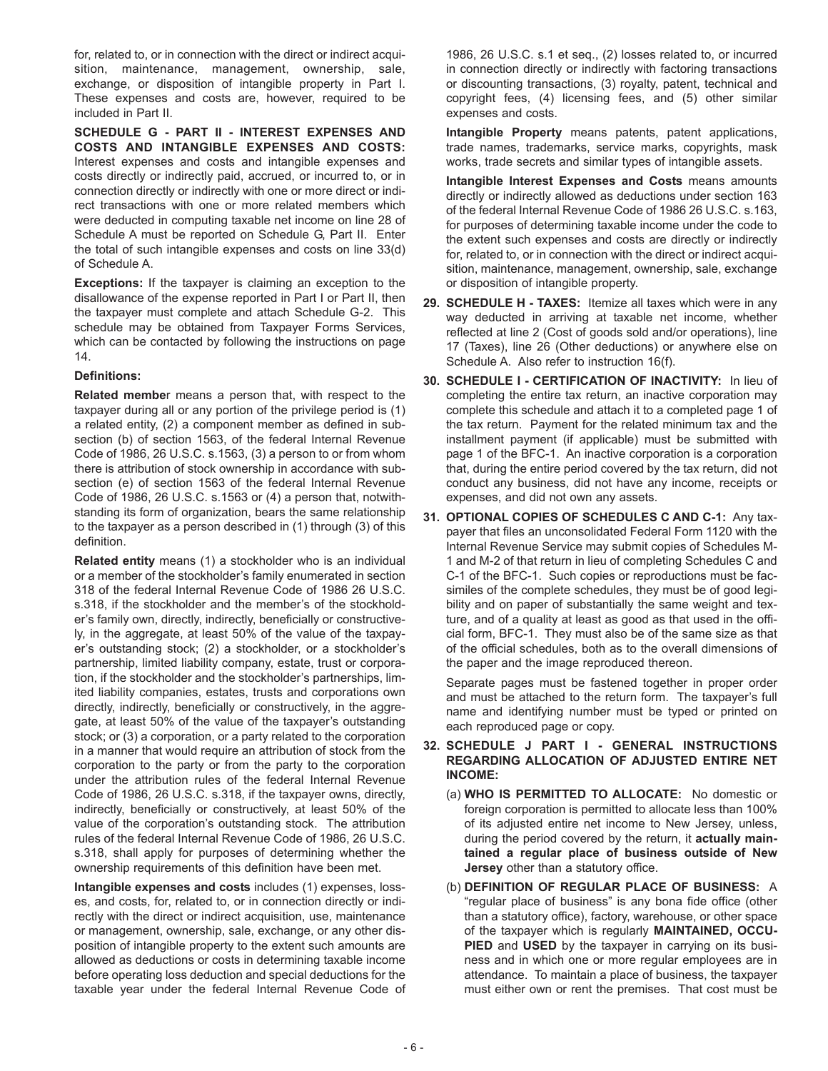for, related to, or in connection with the direct or indirect acquisition, maintenance, management, ownership, sale, exchange, or disposition of intangible property in Part I. These expenses and costs are, however, required to be included in Part II.

**SCHEDULE G - PART II - INTEREST EXPENSES AND COSTS AND INTANGIBLE EXPENSES AND COSTS:** Interest expenses and costs and intangible expenses and costs directly or indirectly paid, accrued, or incurred to, or in connection directly or indirectly with one or more direct or indirect transactions with one or more related members which were deducted in computing taxable net income on line 28 of Schedule A must be reported on Schedule G, Part II. Enter the total of such intangible expenses and costs on line 33(d) of Schedule A.

**Exceptions:** If the taxpayer is claiming an exception to the disallowance of the expense reported in Part I or Part II, then the taxpayer must complete and attach Schedule G-2. This schedule may be obtained from Taxpayer Forms Services, which can be contacted by following the instructions on page 14.

**Definitions:**

**Related member** means a person that, with respect to the taxpayer during all or any portion of the privilege period is (1) a related entity, (2) a component member as defined in subsection (b) of section 1563, of the federal Internal Revenue Code of 1986, 26 U.S.C. s.1563, (3) a person to or from whom there is attribution of stock ownership in accordance with subsection (e) of section 1563 of the federal Internal Revenue Code of 1986, 26 U.S.C. s.1563 or (4) a person that, notwithstanding its form of organization, bears the same relationship to the taxpayer as a person described in (1) through (3) of this definition.

**Related entity** means (1) a stockholder who is an individual or a member of the stockholder's family enumerated in section 318 of the federal Internal Revenue Code of 1986 26 U.S.C. s.318, if the stockholder and the member's of the stockholder's family own, directly, indirectly, beneficially or constructively, in the aggregate, at least 50% of the value of the taxpayer's outstanding stock; (2) a stockholder, or a stockholder's partnership, limited liability company, estate, trust or corporation, if the stockholder and the stockholder's partnerships, limited liability companies, estates, trusts and corporations own directly, indirectly, beneficially or constructively, in the aggregate, at least 50% of the value of the taxpayer's outstanding stock; or (3) a corporation, or a party related to the corporation in a manner that would require an attribution of stock from the corporation to the party or from the party to the corporation under the attribution rules of the federal Internal Revenue Code of 1986, 26 U.S.C. s.318, if the taxpayer owns, directly, indirectly, beneficially or constructively, at least 50% of the value of the corporation's outstanding stock. The attribution rules of the federal Internal Revenue Code of 1986, 26 U.S.C. s.318, shall apply for purposes of determining whether the ownership requirements of this definition have been met.

**Intangible expenses and costs** includes (1) expenses, losses, and costs, for, related to, or in connection directly or indirectly with the direct or indirect acquisition, use, maintenance or management, ownership, sale, exchange, or any other disposition of intangible property to the extent such amounts are allowed as deductions or costs in determining taxable income before operating loss deduction and special deductions for the taxable year under the federal Internal Revenue Code of 1986, 26 U.S.C. s.1 et seq., (2) losses related to, or incurred in connection directly or indirectly with factoring transactions or discounting transactions, (3) royalty, patent, technical and copyright fees, (4) licensing fees, and (5) other similar expenses and costs.

**Intangible Property** means patents, patent applications, trade names, trademarks, service marks, copyrights, mask works, trade secrets and similar types of intangible assets.

**Intangible Interest Expenses and Costs** means amounts directly or indirectly allowed as deductions under section 163 of the federal Internal Revenue Code of 1986 26 U.S.C. s.163, for purposes of determining taxable income under the code to the extent such expenses and costs are directly or indirectly for, related to, or in connection with the direct or indirect acquisition, maintenance, management, ownership, sale, exchange or disposition of intangible property.

**29. SCHEDULE H - TAXES:** Itemize all taxes which were in any way deducted in arriving at taxable net income, whether reflected at line 2 (Cost of goods sold and/or operations), line 17 (Taxes), line 26 (Other deductions) or anywhere else on Schedule A. Also refer to instruction 16(f).

**30. SCHEDULE I - CERTIFICATION OF INACTIVITY:** In lieu of completing the entire tax return, an inactive corporation may complete this schedule and attach it to a completed page 1 of the tax return. Payment for the related minimum tax and the installment payment (if applicable) must be submitted with page 1 of the BFC-1. An inactive corporation is a corporation that, during the entire period covered by the tax return, did not conduct any business, did not have any income, receipts or expenses, and did not own any assets.

**31. OPTIONAL COPIES OF SCHEDULES C AND C-1:** Any taxpayer that files an unconsolidated Federal Form 1120 with the Internal Revenue Service may submit copies of Schedules M-1 and M-2 of that return in lieu of completing Schedules C and C-1 of the BFC-1. Such copies or reproductions must be facsimiles of the complete schedules, they must be of good legibility and on paper of substantially the same weight and texture, and of a quality at least as good as that used in the official form, BFC-1. They must also be of the same size as that of the official schedules, both as to the overall dimensions of the paper and the image reproduced thereon.

Separate pages must be fastened together in proper order and must be attached to the return form. The taxpayer's full name and identifying number must be typed or printed on each reproduced page or copy.

**32. SCHEDULE J PART I - GENERAL INSTRUCTIONS REGARDING ALLOCATION OF ADJUSTED ENTIRE NET INCOME:**

(a) **WHO IS PERMITTED TO ALLOCATE:** No domestic or foreign corporation is permitted to allocate less than 100% of its adjusted entire net income to New Jersey, unless, during the period covered by the return, it **actually maintained a regular place of business outside of New Jersey** other than a statutory office.

(b) **DEFINITION OF REGULAR PLACE OF BUSINESS:** A "regular place of business" is any bona fide office (other than a statutory office), factory, warehouse, or other space of the taxpayer which is regularly **MAINTAINED, OCCUPIED** and **USED** by the taxpayer in carrying on its business and in which one or more regular employees are in attendance. To maintain a place of business, the taxpayer must either own or rent the premises. That cost must be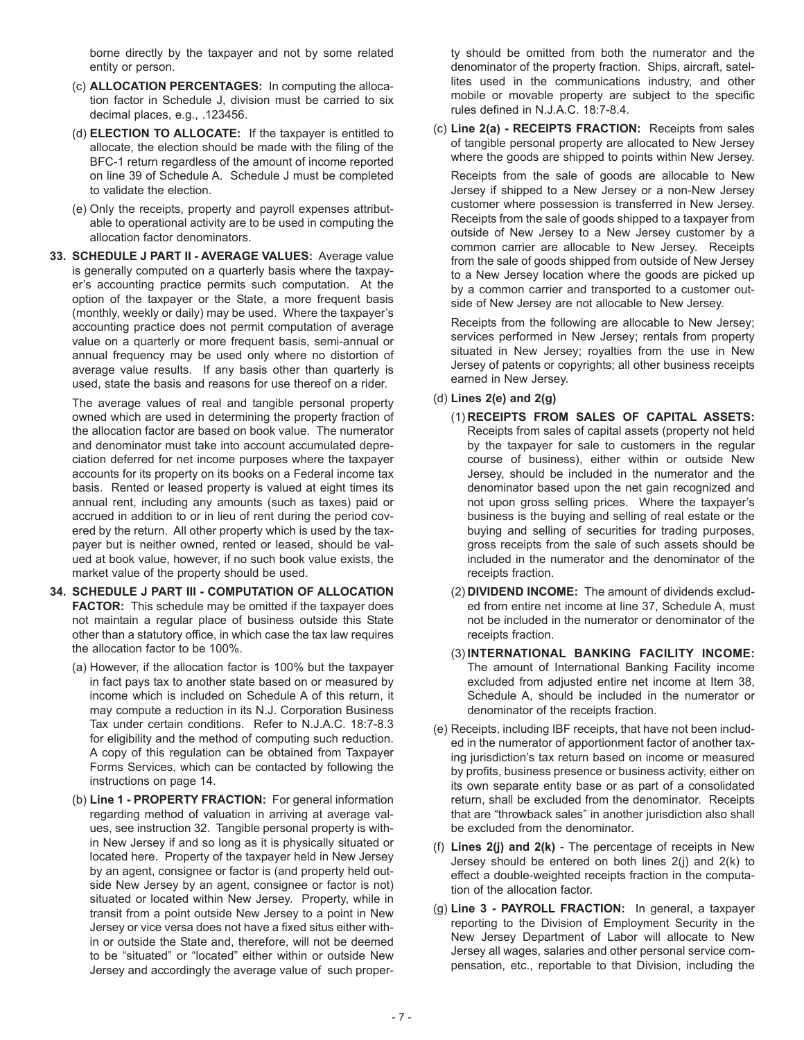borne directly by the taxpayer and not by some related entity or person.

(c) **ALLOCATION PERCENTAGES:** In computing the allocation factor in Schedule J, division must be carried to six decimal places, e.g., .123456.

(d) **ELECTION TO ALLOCATE:** If the taxpayer is entitled to allocate, the election should be made with the filing of the BFC-1 return regardless of the amount of income reported on line 39 of Schedule A. Schedule J must be completed to validate the election.

(e) Only the receipts, property and payroll expenses attributable to operational activity are to be used in computing the allocation factor denominators.

**33. SCHEDULE J PART II - AVERAGE VALUES:** Average value is generally computed on a quarterly basis where the taxpayer's accounting practice permits such computation. At the option of the taxpayer or the State, a more frequent basis (monthly, weekly or daily) may be used. Where the taxpayer's accounting practice does not permit computation of average value on a quarterly or more frequent basis, semi-annual or annual frequency may be used only where no distortion of average value results. If any basis other than quarterly is used, state the basis and reasons for use thereof on a rider.

The average values of real and tangible personal property owned which are used in determining the property fraction of the allocation factor are based on book value. The numerator and denominator must take into account accumulated depreciation deferred for net income purposes where the taxpayer accounts for its property on its books on a Federal income tax basis. Rented or leased property is valued at eight times its annual rent, including any amounts (such as taxes) paid or accrued in addition to or in lieu of rent during the period covered by the return. All other property which is used by the taxpayer but is neither owned, rented or leased, should be valued at book value, however, if no such book value exists, the market value of the property should be used.

**34. SCHEDULE J PART III - COMPUTATION OF ALLOCATION FACTOR:** This schedule may be omitted if the taxpayer does not maintain a regular place of business outside this State other than a statutory office, in which case the tax law requires the allocation factor to be 100%.

(a) However, if the allocation factor is 100% but the taxpayer in fact pays tax to another state based on or measured by income which is included on Schedule A of this return, it may compute a reduction in its N.J. Corporation Business Tax under certain conditions. Refer to N.J.A.C. 18:7-8.3 for eligibility and the method of computing such reduction. A copy of this regulation can be obtained from Taxpayer Forms Services, which can be contacted by following the instructions on page 14.

(b) **Line 1 - PROPERTY FRACTION:** For general information regarding method of valuation in arriving at average values, see instruction 32. Tangible personal property is within New Jersey if and so long as it is physically situated or located here. Property of the taxpayer held in New Jersey by an agent, consignee or factor is (and property held outside New Jersey by an agent, consignee or factor is not) situated or located within New Jersey. Property, while in transit from a point outside New Jersey to a point in New Jersey or vice versa does not have a fixed situs either within or outside the State and, therefore, will not be deemed to be "situated" or "located" either within or outside New Jersey and accordingly the average value of such property should be omitted from both the numerator and the denominator of the property fraction. Ships, aircraft, satellites used in the communications industry, and other mobile or movable property are subject to the specific rules defined in N.J.A.C. 18:7-8.4.

(c) **Line 2(a) - RECEIPTS FRACTION:** Receipts from sales of tangible personal property are allocated to New Jersey where the goods are shipped to points within New Jersey.

Receipts from the sale of goods are allocable to New Jersey if shipped to a New Jersey or a non-New Jersey customer where possession is transferred in New Jersey. Receipts from the sale of goods shipped to a taxpayer from outside of New Jersey to a New Jersey customer by a common carrier are allocable to New Jersey. Receipts from the sale of goods shipped from outside of New Jersey to a New Jersey location where the goods are picked up by a common carrier and transported to a customer outside of New Jersey are not allocable to New Jersey.

Receipts from the following are allocable to New Jersey; services performed in New Jersey; rentals from property situated in New Jersey; royalties from the use in New Jersey of patents or copyrights; all other business receipts earned in New Jersey.

(d) **Lines 2(e) and 2(g)**

(1) **RECEIPTS FROM SALES OF CAPITAL ASSETS:** Receipts from sales of capital assets (property not held by the taxpayer for sale to customers in the regular course of business), either within or outside New Jersey, should be included in the numerator and the denominator based upon the net gain recognized and not upon gross selling prices. Where the taxpayer's business is the buying and selling of real estate or the buying and selling of securities for trading purposes, gross receipts from the sale of such assets should be included in the numerator and the denominator of the receipts fraction.

(2) **DIVIDEND INCOME:** The amount of dividends excluded from entire net income at line 37, Schedule A, must not be included in the numerator or denominator of the receipts fraction.

(3) **INTERNATIONAL BANKING FACILITY INCOME:** The amount of International Banking Facility income excluded from adjusted entire net income at Item 38, Schedule A, should be included in the numerator or denominator of the receipts fraction.

(e) Receipts, including IBF receipts, that have not been included in the numerator of apportionment factor of another taxing jurisdiction's tax return based on income or measured by profits, business presence or business activity, either on its own separate entity base or as part of a consolidated return, shall be excluded from the denominator. Receipts that are "throwback sales" in another jurisdiction also shall be excluded from the denominator.

(f) **Lines 2(j) and 2(k)** - The percentage of receipts in New Jersey should be entered on both lines 2(j) and 2(k) to effect a double-weighted receipts fraction in the computation of the allocation factor.

(g) **Line 3 - PAYROLL FRACTION:** In general, a taxpayer reporting to the Division of Employment Security in the New Jersey Department of Labor will allocate to New Jersey all wages, salaries and other personal service compensation, etc., reportable to that Division, including the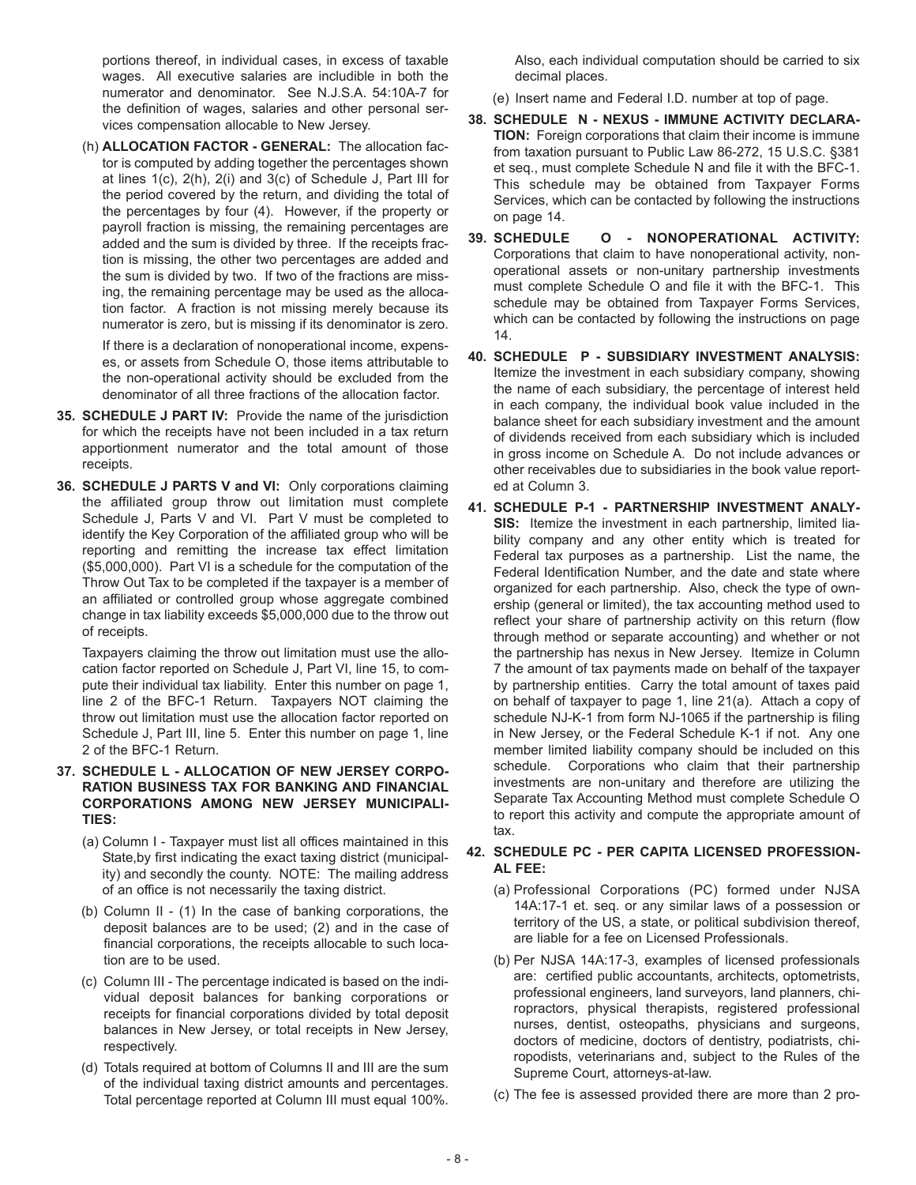portions thereof, in individual cases, in excess of taxable wages. All executive salaries are includible in both the numerator and denominator. See N.J.S.A. 54:10A-7 for the definition of wages, salaries and other personal services compensation allocable to New Jersey.

(h) **ALLOCATION FACTOR - GENERAL:** The allocation factor is computed by adding together the percentages shown at lines 1(c), 2(h), 2(i) and 3(c) of Schedule J, Part III for the period covered by the return, and dividing the total of the percentages by four (4). However, if the property or payroll fraction is missing, the remaining percentages are added and the sum is divided by three. If the receipts fraction is missing, the other two percentages are added and the sum is divided by two. If two of the fractions are missing, the remaining percentage may be used as the allocation factor. A fraction is not missing merely because its numerator is zero, but is missing if its denominator is zero.

If there is a declaration of nonoperational income, expenses, or assets from Schedule O, those items attributable to the non-operational activity should be excluded from the denominator of all three fractions of the allocation factor.

**35. SCHEDULE J PART IV:** Provide the name of the jurisdiction for which the receipts have not been included in a tax return apportionment numerator and the total amount of those receipts.

**36. SCHEDULE J PARTS V and VI:** Only corporations claiming the affiliated group throw out limitation must complete Schedule J, Parts V and VI. Part V must be completed to identify the Key Corporation of the affiliated group who will be reporting and remitting the increase tax effect limitation ($5,000,000). Part VI is a schedule for the computation of the Throw Out Tax to be completed if the taxpayer is a member of an affiliated or controlled group whose aggregate combined change in tax liability exceeds $5,000,000 due to the throw out of receipts.

Taxpayers claiming the throw out limitation must use the allocation factor reported on Schedule J, Part VI, line 15, to compute their individual tax liability. Enter this number on page 1, line 2 of the BFC-1 Return. Taxpayers NOT claiming the throw out limitation must use the allocation factor reported on Schedule J, Part III, line 5. Enter this number on page 1, line 2 of the BFC-1 Return.

**37. SCHEDULE L - ALLOCATION OF NEW JERSEY CORPORATION BUSINESS TAX FOR BANKING AND FINANCIAL CORPORATIONS AMONG NEW JERSEY MUNICIPALITIES:**

(a) Column I - Taxpayer must list all offices maintained in this State,by first indicating the exact taxing district (municipality) and secondly the county. NOTE: The mailing address of an office is not necessarily the taxing district.

(b) Column II - (1) In the case of banking corporations, the deposit balances are to be used; (2) and in the case of financial corporations, the receipts allocable to such location are to be used.

(c) Column III - The percentage indicated is based on the individual deposit balances for banking corporations or receipts for financial corporations divided by total deposit balances in New Jersey, or total receipts in New Jersey, respectively.

(d) Totals required at bottom of Columns II and III are the sum of the individual taxing district amounts and percentages. Total percentage reported at Column III must equal 100%. Also, each individual computation should be carried to six decimal places.

(e) Insert name and Federal I.D. number at top of page.

**38. SCHEDULE N - NEXUS - IMMUNE ACTIVITY DECLARATION:** Foreign corporations that claim their income is immune from taxation pursuant to Public Law 86-272, 15 U.S.C. §381 et seq., must complete Schedule N and file it with the BFC-1. This schedule may be obtained from Taxpayer Forms Services, which can be contacted by following the instructions on page 14.

**39. SCHEDULE O - NONOPERATIONAL ACTIVITY:** Corporations that claim to have nonoperational activity, nonoperational assets or non-unitary partnership investments must complete Schedule O and file it with the BFC-1. This schedule may be obtained from Taxpayer Forms Services, which can be contacted by following the instructions on page 14.

**40. SCHEDULE P - SUBSIDIARY INVESTMENT ANALYSIS:** Itemize the investment in each subsidiary company, showing the name of each subsidiary, the percentage of interest held in each company, the individual book value included in the balance sheet for each subsidiary investment and the amount of dividends received from each subsidiary which is included in gross income on Schedule A. Do not include advances or other receivables due to subsidiaries in the book value reported at Column 3.

**41. SCHEDULE P-1 - PARTNERSHIP INVESTMENT ANALYSIS:** Itemize the investment in each partnership, limited liability company and any other entity which is treated for Federal tax purposes as a partnership. List the name, the Federal Identification Number, and the date and state where organized for each partnership. Also, check the type of ownership (general or limited), the tax accounting method used to reflect your share of partnership activity on this return (flow through method or separate accounting) and whether or not the partnership has nexus in New Jersey. Itemize in Column 7 the amount of tax payments made on behalf of the taxpayer by partnership entities. Carry the total amount of taxes paid on behalf of taxpayer to page 1, line 21(a). Attach a copy of schedule NJ-K-1 from form NJ-1065 if the partnership is filing in New Jersey, or the Federal Schedule K-1 if not. Any one member limited liability company should be included on this schedule. Corporations who claim that their partnership investments are non-unitary and therefore are utilizing the Separate Tax Accounting Method must complete Schedule O to report this activity and compute the appropriate amount of tax.

**42. SCHEDULE PC - PER CAPITA LICENSED PROFESSIONAL FEE:**

(a) Professional Corporations (PC) formed under NJSA 14A:17-1 et. seq. or any similar laws of a possession or territory of the US, a state, or political subdivision thereof, are liable for a fee on Licensed Professionals.

(b) Per NJSA 14A:17-3, examples of licensed professionals are: certified public accountants, architects, optometrists, professional engineers, land surveyors, land planners, chiropractors, physical therapists, registered professional nurses, dentist, osteopaths, physicians and surgeons, doctors of medicine, doctors of dentistry, podiatrists, chiropodists, veterinarians and, subject to the Rules of the Supreme Court, attorneys-at-law.

(c) The fee is assessed provided there are more than 2 pro-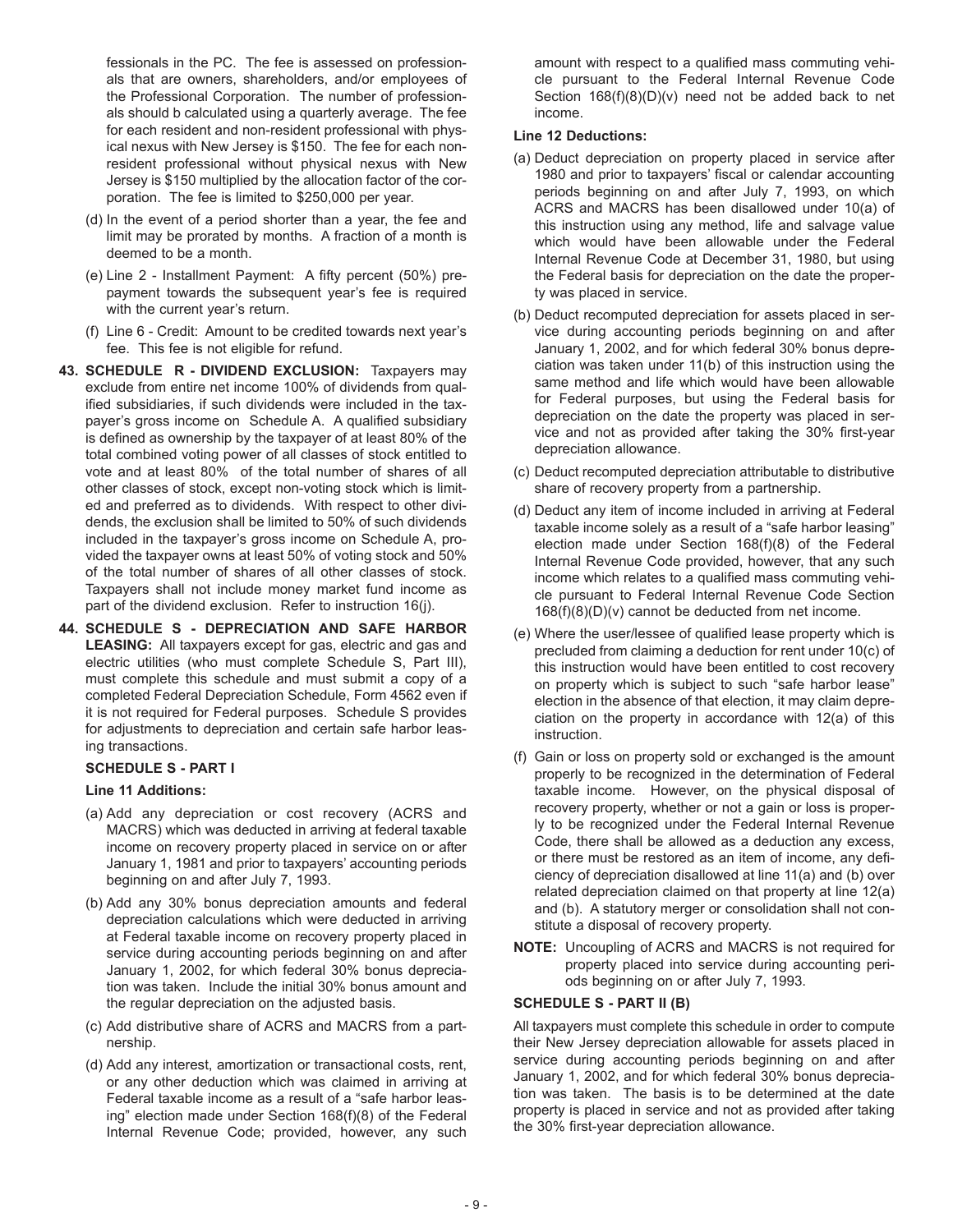fessionals in the PC. The fee is assessed on professionals that are owners, shareholders, and/or employees of the Professional Corporation. The number of professionals should b calculated using a quarterly average. The fee for each resident and non-resident professional with physical nexus with New Jersey is $150. The fee for each non-resident professional without physical nexus with New Jersey is $150 multiplied by the allocation factor of the corporation. The fee is limited to $250,000 per year.

(d) In the event of a period shorter than a year, the fee and limit may be prorated by months. A fraction of a month is deemed to be a month.

(e) Line 2 - Installment Payment: A fifty percent (50%) prepayment towards the subsequent year's fee is required with the current year's return.

(f) Line 6 - Credit: Amount to be credited towards next year's fee. This fee is not eligible for refund.

**43. SCHEDULE R - DIVIDEND EXCLUSION:** Taxpayers may exclude from entire net income 100% of dividends from qualified subsidiaries, if such dividends were included in the taxpayer's gross income on Schedule A. A qualified subsidiary is defined as ownership by the taxpayer of at least 80% of the total combined voting power of all classes of stock entitled to vote and at least 80% of the total number of shares of all other classes of stock, except non-voting stock which is limited and preferred as to dividends. With respect to other dividends, the exclusion shall be limited to 50% of such dividends included in the taxpayer's gross income on Schedule A, provided the taxpayer owns at least 50% of voting stock and 50% of the total number of shares of all other classes of stock. Taxpayers shall not include money market fund income as part of the dividend exclusion. Refer to instruction 16(j).

**44. SCHEDULE S - DEPRECIATION AND SAFE HARBOR LEASING:** All taxpayers except for gas, electric and gas and electric utilities (who must complete Schedule S, Part III), must complete this schedule and must submit a copy of a completed Federal Depreciation Schedule, Form 4562 even if it is not required for Federal purposes. Schedule S provides for adjustments to depreciation and certain safe harbor leasing transactions.

**SCHEDULE S - PART I**

**Line 11 Additions:**

(a) Add any depreciation or cost recovery (ACRS and MACRS) which was deducted in arriving at federal taxable income on recovery property placed in service on or after January 1, 1981 and prior to taxpayers' accounting periods beginning on and after July 7, 1993.

(b) Add any 30% bonus depreciation amounts and federal depreciation calculations which were deducted in arriving at Federal taxable income on recovery property placed in service during accounting periods beginning on and after January 1, 2002, for which federal 30% bonus depreciation was taken. Include the initial 30% bonus amount and the regular depreciation on the adjusted basis.

(c) Add distributive share of ACRS and MACRS from a partnership.

(d) Add any interest, amortization or transactional costs, rent, or any other deduction which was claimed in arriving at Federal taxable income as a result of a "safe harbor leasing" election made under Section 168(f)(8) of the Federal Internal Revenue Code; provided, however, any such amount with respect to a qualified mass commuting vehicle pursuant to the Federal Internal Revenue Code Section 168(f)(8)(D)(v) need not be added back to net income.

**Line 12 Deductions:**

(a) Deduct depreciation on property placed in service after 1980 and prior to taxpayers' fiscal or calendar accounting periods beginning on and after July 7, 1993, on which ACRS and MACRS has been disallowed under 10(a) of this instruction using any method, life and salvage value which would have been allowable under the Federal Internal Revenue Code at December 31, 1980, but using the Federal basis for depreciation on the date the property was placed in service.

(b) Deduct recomputed depreciation for assets placed in service during accounting periods beginning on and after January 1, 2002, and for which federal 30% bonus depreciation was taken under 11(b) of this instruction using the same method and life which would have been allowable for Federal purposes, but using the Federal basis for depreciation on the date the property was placed in service and not as provided after taking the 30% first-year depreciation allowance.

(c) Deduct recomputed depreciation attributable to distributive share of recovery property from a partnership.

(d) Deduct any item of income included in arriving at Federal taxable income solely as a result of a "safe harbor leasing" election made under Section 168(f)(8) of the Federal Internal Revenue Code provided, however, that any such income which relates to a qualified mass commuting vehicle pursuant to Federal Internal Revenue Code Section 168(f)(8)(D)(v) cannot be deducted from net income.

(e) Where the user/lessee of qualified lease property which is precluded from claiming a deduction for rent under 10(c) of this instruction would have been entitled to cost recovery on property which is subject to such "safe harbor lease" election in the absence of that election, it may claim depreciation on the property in accordance with 12(a) of this instruction.

(f) Gain or loss on property sold or exchanged is the amount properly to be recognized in the determination of Federal taxable income. However, on the physical disposal of recovery property, whether or not a gain or loss is properly to be recognized under the Federal Internal Revenue Code, there shall be allowed as a deduction any excess, or there must be restored as an item of income, any deficiency of depreciation disallowed at line 11(a) and (b) over related depreciation claimed on that property at line 12(a) and (b). A statutory merger or consolidation shall not constitute a disposal of recovery property.

**NOTE:** Uncoupling of ACRS and MACRS is not required for property placed into service during accounting periods beginning on or after July 7, 1993.

**SCHEDULE S - PART II (B)**

All taxpayers must complete this schedule in order to compute their New Jersey depreciation allowable for assets placed in service during accounting periods beginning on and after January 1, 2002, and for which federal 30% bonus depreciation was taken. The basis is to be determined at the date property is placed in service and not as provided after taking the 30% first-year depreciation allowance.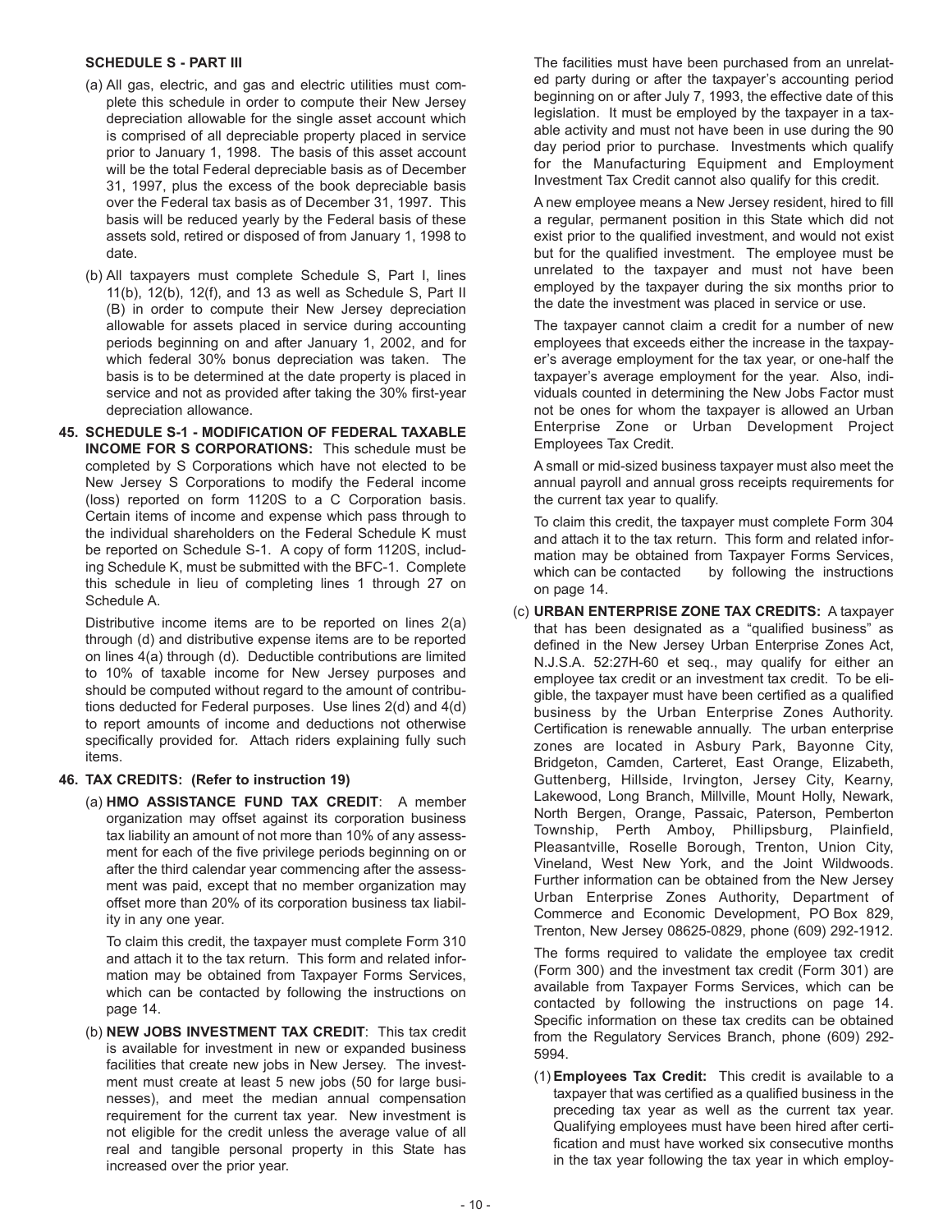**SCHEDULE S - PART III**

(a) All gas, electric, and gas and electric utilities must complete this schedule in order to compute their New Jersey depreciation allowable for the single asset account which is comprised of all depreciable property placed in service prior to January 1, 1998. The basis of this asset account will be the total Federal depreciable basis as of December 31, 1997, plus the excess of the book depreciable basis over the Federal tax basis as of December 31, 1997. This basis will be reduced yearly by the Federal basis of these assets sold, retired or disposed of from January 1, 1998 to date.

(b) All taxpayers must complete Schedule S, Part I, lines 11(b), 12(b), 12(f), and 13 as well as Schedule S, Part II (B) in order to compute their New Jersey depreciation allowable for assets placed in service during accounting periods beginning on and after January 1, 2002, and for which federal 30% bonus depreciation was taken. The basis is to be determined at the date property is placed in service and not as provided after taking the 30% first-year depreciation allowance.

**45. SCHEDULE S-1 - MODIFICATION OF FEDERAL TAXABLE INCOME FOR S CORPORATIONS:** This schedule must be completed by S Corporations which have not elected to be New Jersey S Corporations to modify the Federal income (loss) reported on form 1120S to a C Corporation basis. Certain items of income and expense which pass through to the individual shareholders on the Federal Schedule K must be reported on Schedule S-1. A copy of form 1120S, including Schedule K, must be submitted with the BFC-1. Complete this schedule in lieu of completing lines 1 through 27 on Schedule A.

Distributive income items are to be reported on lines 2(a) through (d) and distributive expense items are to be reported on lines 4(a) through (d). Deductible contributions are limited to 10% of taxable income for New Jersey purposes and should be computed without regard to the amount of contributions deducted for Federal purposes. Use lines 2(d) and 4(d) to report amounts of income and deductions not otherwise specifically provided for. Attach riders explaining fully such items.

**46. TAX CREDITS: (Refer to instruction 19)**

(a) **HMO ASSISTANCE FUND TAX CREDIT**: A member organization may offset against its corporation business tax liability an amount of not more than 10% of any assessment for each of the five privilege periods beginning on or after the third calendar year commencing after the assessment was paid, except that no member organization may offset more than 20% of its corporation business tax liability in any one year.

To claim this credit, the taxpayer must complete Form 310 and attach it to the tax return. This form and related information may be obtained from Taxpayer Forms Services, which can be contacted by following the instructions on page 14.

(b) **NEW JOBS INVESTMENT TAX CREDIT**: This tax credit is available for investment in new or expanded business facilities that create new jobs in New Jersey. The investment must create at least 5 new jobs (50 for large businesses), and meet the median annual compensation requirement for the current tax year. New investment is not eligible for the credit unless the average value of all real and tangible personal property in this State has increased over the prior year.

The facilities must have been purchased from an unrelated party during or after the taxpayer's accounting period beginning on or after July 7, 1993, the effective date of this legislation. It must be employed by the taxpayer in a taxable activity and must not have been in use during the 90 day period prior to purchase. Investments which qualify for the Manufacturing Equipment and Employment Investment Tax Credit cannot also qualify for this credit.

A new employee means a New Jersey resident, hired to fill a regular, permanent position in this State which did not exist prior to the qualified investment, and would not exist but for the qualified investment. The employee must be unrelated to the taxpayer and must not have been employed by the taxpayer during the six months prior to the date the investment was placed in service or use.

The taxpayer cannot claim a credit for a number of new employees that exceeds either the increase in the taxpayer's average employment for the tax year, or one-half the taxpayer's average employment for the year. Also, individuals counted in determining the New Jobs Factor must not be ones for whom the taxpayer is allowed an Urban Enterprise Zone or Urban Development Project Employees Tax Credit.

A small or mid-sized business taxpayer must also meet the annual payroll and annual gross receipts requirements for the current tax year to qualify.

To claim this credit, the taxpayer must complete Form 304 and attach it to the tax return. This form and related information may be obtained from Taxpayer Forms Services, which can be contacted by following the instructions on page 14.

(c) **URBAN ENTERPRISE ZONE TAX CREDITS:** A taxpayer that has been designated as a "qualified business" as defined in the New Jersey Urban Enterprise Zones Act, N.J.S.A. 52:27H-60 et seq., may qualify for either an employee tax credit or an investment tax credit. To be eligible, the taxpayer must have been certified as a qualified business by the Urban Enterprise Zones Authority. Certification is renewable annually. The urban enterprise zones are located in Asbury Park, Bayonne City, Bridgeton, Camden, Carteret, East Orange, Elizabeth, Guttenberg, Hillside, Irvington, Jersey City, Kearny, Lakewood, Long Branch, Millville, Mount Holly, Newark, North Bergen, Orange, Passaic, Paterson, Pemberton Township, Perth Amboy, Phillipsburg, Plainfield, Pleasantville, Roselle Borough, Trenton, Union City, Vineland, West New York, and the Joint Wildwoods. Further information can be obtained from the New Jersey Urban Enterprise Zones Authority, Department of Commerce and Economic Development, PO Box 829, Trenton, New Jersey 08625-0829, phone (609) 292-1912.

The forms required to validate the employee tax credit (Form 300) and the investment tax credit (Form 301) are available from Taxpayer Forms Services, which can be contacted by following the instructions on page 14. Specific information on these tax credits can be obtained from the Regulatory Services Branch, phone (609) 292-5994.

(1) **Employees Tax Credit:** This credit is available to a taxpayer that was certified as a qualified business in the preceding tax year as well as the current tax year. Qualifying employees must have been hired after certification and must have worked six consecutive months in the tax year following the tax year in which employ-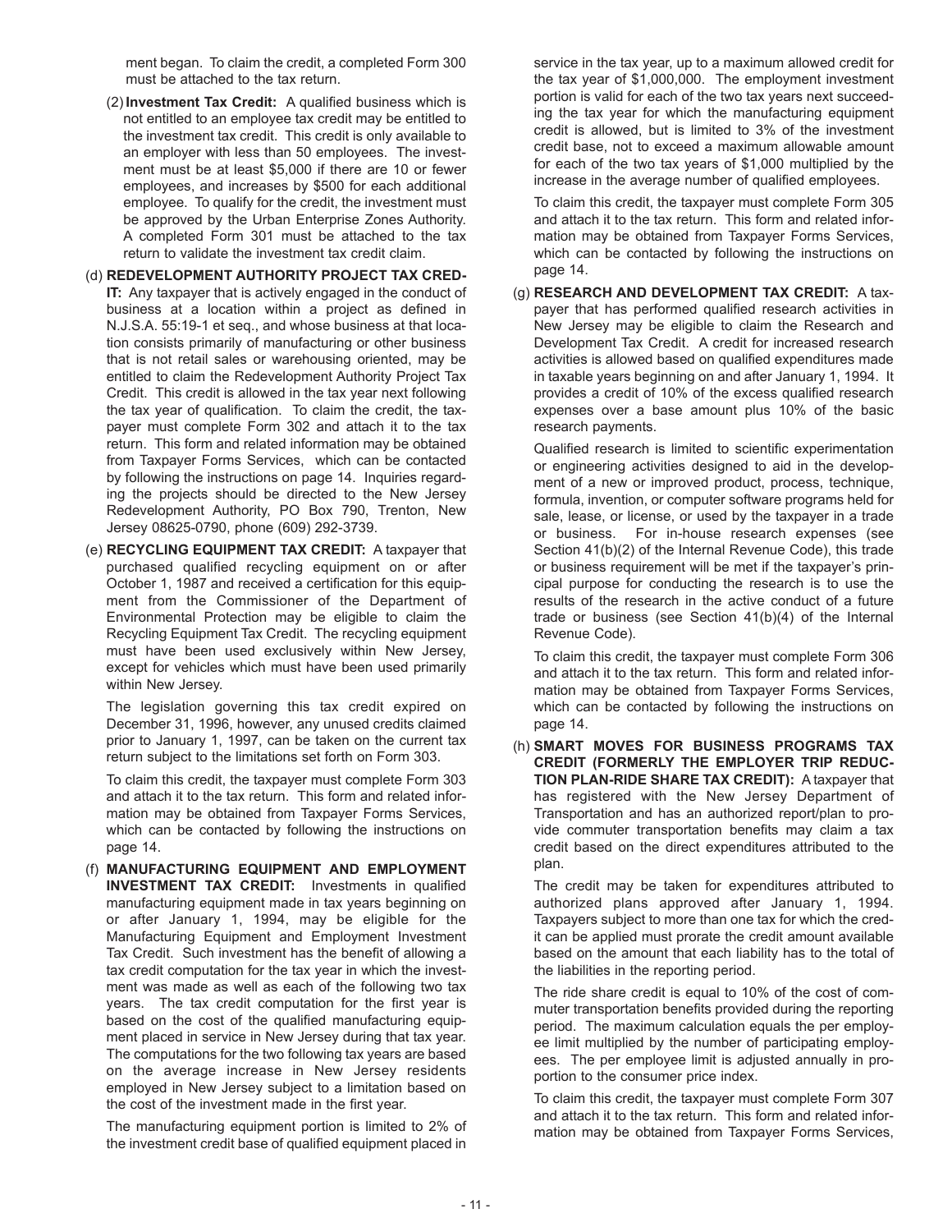ment began. To claim the credit, a completed Form 300 must be attached to the tax return.

(2) **Investment Tax Credit:** A qualified business which is not entitled to an employee tax credit may be entitled to the investment tax credit. This credit is only available to an employer with less than 50 employees. The investment must be at least $5,000 if there are 10 or fewer employees, and increases by $500 for each additional employee. To qualify for the credit, the investment must be approved by the Urban Enterprise Zones Authority. A completed Form 301 must be attached to the tax return to validate the investment tax credit claim.

(d) **REDEVELOPMENT AUTHORITY PROJECT TAX CREDIT:** Any taxpayer that is actively engaged in the conduct of business at a location within a project as defined in N.J.S.A. 55:19-1 et seq., and whose business at that location consists primarily of manufacturing or other business that is not retail sales or warehousing oriented, may be entitled to claim the Redevelopment Authority Project Tax Credit. This credit is allowed in the tax year next following the tax year of qualification. To claim the credit, the taxpayer must complete Form 302 and attach it to the tax return. This form and related information may be obtained from Taxpayer Forms Services, which can be contacted by following the instructions on page 14. Inquiries regarding the projects should be directed to the New Jersey Redevelopment Authority, PO Box 790, Trenton, New Jersey 08625-0790, phone (609) 292-3739.

(e) **RECYCLING EQUIPMENT TAX CREDIT:** A taxpayer that purchased qualified recycling equipment on or after October 1, 1987 and received a certification for this equipment from the Commissioner of the Department of Environmental Protection may be eligible to claim the Recycling Equipment Tax Credit. The recycling equipment must have been used exclusively within New Jersey, except for vehicles which must have been used primarily within New Jersey.

The legislation governing this tax credit expired on December 31, 1996, however, any unused credits claimed prior to January 1, 1997, can be taken on the current tax return subject to the limitations set forth on Form 303.

To claim this credit, the taxpayer must complete Form 303 and attach it to the tax return. This form and related information may be obtained from Taxpayer Forms Services, which can be contacted by following the instructions on page 14.

(f) **MANUFACTURING EQUIPMENT AND EMPLOYMENT INVESTMENT TAX CREDIT:** Investments in qualified manufacturing equipment made in tax years beginning on or after January 1, 1994, may be eligible for the Manufacturing Equipment and Employment Investment Tax Credit. Such investment has the benefit of allowing a tax credit computation for the tax year in which the investment was made as well as each of the following two tax years. The tax credit computation for the first year is based on the cost of the qualified manufacturing equipment placed in service in New Jersey during that tax year. The computations for the two following tax years are based on the average increase in New Jersey residents employed in New Jersey subject to a limitation based on the cost of the investment made in the first year.

The manufacturing equipment portion is limited to 2% of the investment credit base of qualified equipment placed in service in the tax year, up to a maximum allowed credit for the tax year of $1,000,000. The employment investment portion is valid for each of the two tax years next succeeding the tax year for which the manufacturing equipment credit is allowed, but is limited to 3% of the investment credit base, not to exceed a maximum allowable amount for each of the two tax years of $1,000 multiplied by the increase in the average number of qualified employees.

To claim this credit, the taxpayer must complete Form 305 and attach it to the tax return. This form and related information may be obtained from Taxpayer Forms Services, which can be contacted by following the instructions on page 14.

(g) **RESEARCH AND DEVELOPMENT TAX CREDIT:** A taxpayer that has performed qualified research activities in New Jersey may be eligible to claim the Research and Development Tax Credit. A credit for increased research activities is allowed based on qualified expenditures made in taxable years beginning on and after January 1, 1994. It provides a credit of 10% of the excess qualified research expenses over a base amount plus 10% of the basic research payments.

Qualified research is limited to scientific experimentation or engineering activities designed to aid in the development of a new or improved product, process, technique, formula, invention, or computer software programs held for sale, lease, or license, or used by the taxpayer in a trade or business. For in-house research expenses (see Section 41(b)(2) of the Internal Revenue Code), this trade or business requirement will be met if the taxpayer's principal purpose for conducting the research is to use the results of the research in the active conduct of a future trade or business (see Section 41(b)(4) of the Internal Revenue Code).

To claim this credit, the taxpayer must complete Form 306 and attach it to the tax return. This form and related information may be obtained from Taxpayer Forms Services, which can be contacted by following the instructions on page 14.

(h) **SMART MOVES FOR BUSINESS PROGRAMS TAX CREDIT (FORMERLY THE EMPLOYER TRIP REDUCTION PLAN-RIDE SHARE TAX CREDIT):** A taxpayer that has registered with the New Jersey Department of Transportation and has an authorized report/plan to provide commuter transportation benefits may claim a tax credit based on the direct expenditures attributed to the plan.

The credit may be taken for expenditures attributed to authorized plans approved after January 1, 1994. Taxpayers subject to more than one tax for which the credit can be applied must prorate the credit amount available based on the amount that each liability has to the total of the liabilities in the reporting period.

The ride share credit is equal to 10% of the cost of commuter transportation benefits provided during the reporting period. The maximum calculation equals the per employee limit multiplied by the number of participating employees. The per employee limit is adjusted annually in proportion to the consumer price index.

To claim this credit, the taxpayer must complete Form 307 and attach it to the tax return. This form and related information may be obtained from Taxpayer Forms Services,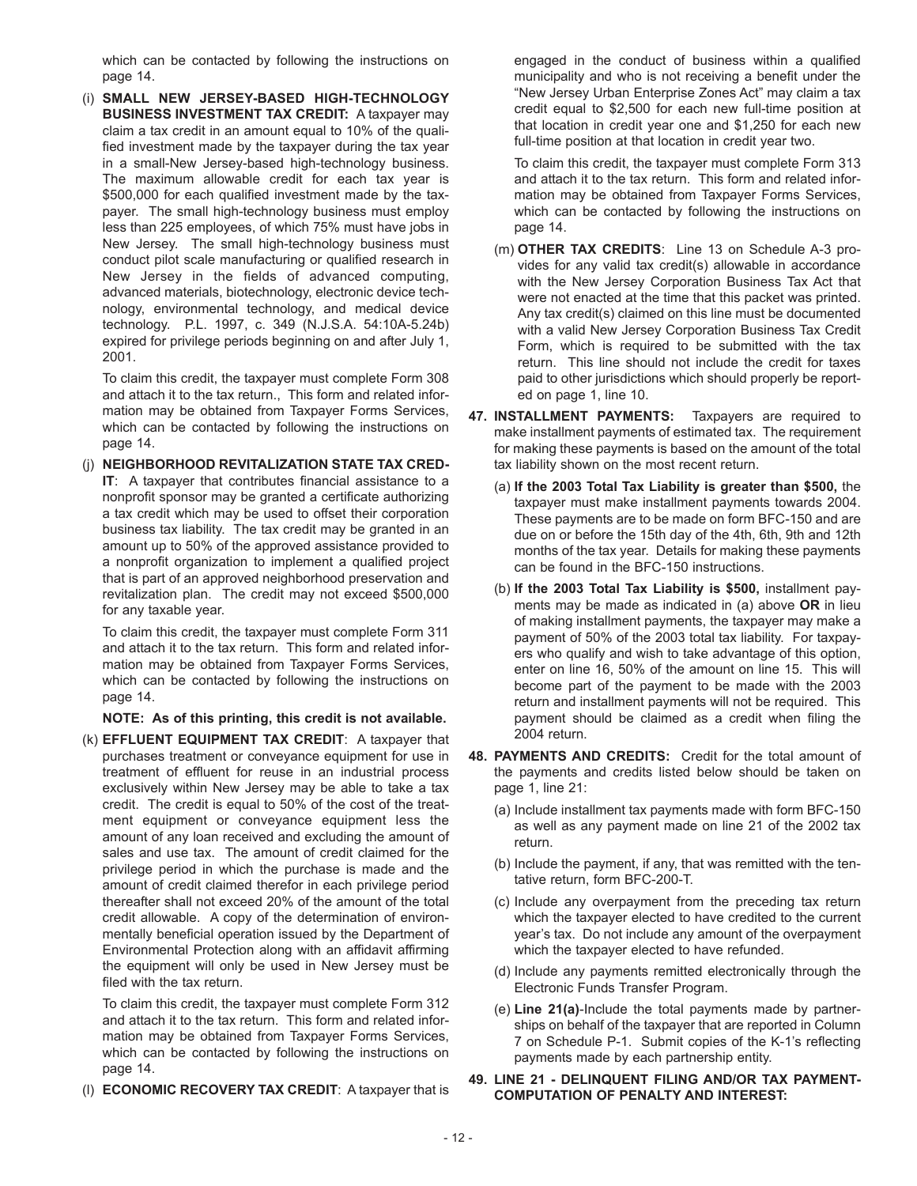which can be contacted by following the instructions on page 14.

(i) **SMALL NEW JERSEY-BASED HIGH-TECHNOLOGY BUSINESS INVESTMENT TAX CREDIT:** A taxpayer may claim a tax credit in an amount equal to 10% of the qualified investment made by the taxpayer during the tax year in a small-New Jersey-based high-technology business. The maximum allowable credit for each tax year is $500,000 for each qualified investment made by the taxpayer. The small high-technology business must employ less than 225 employees, of which 75% must have jobs in New Jersey. The small high-technology business must conduct pilot scale manufacturing or qualified research in New Jersey in the fields of advanced computing, advanced materials, biotechnology, electronic device technology, environmental technology, and medical device technology. P.L. 1997, c. 349 (N.J.S.A. 54:10A-5.24b) expired for privilege periods beginning on and after July 1, 2001.

To claim this credit, the taxpayer must complete Form 308 and attach it to the tax return., This form and related information may be obtained from Taxpayer Forms Services, which can be contacted by following the instructions on page 14.

(j) **NEIGHBORHOOD REVITALIZATION STATE TAX CREDIT**: A taxpayer that contributes financial assistance to a nonprofit sponsor may be granted a certificate authorizing a tax credit which may be used to offset their corporation business tax liability. The tax credit may be granted in an amount up to 50% of the approved assistance provided to a nonprofit organization to implement a qualified project that is part of an approved neighborhood preservation and revitalization plan. The credit may not exceed $500,000 for any taxable year.

To claim this credit, the taxpayer must complete Form 311 and attach it to the tax return. This form and related information may be obtained from Taxpayer Forms Services, which can be contacted by following the instructions on page 14.

**NOTE: As of this printing, this credit is not available.**

(k) **EFFLUENT EQUIPMENT TAX CREDIT**: A taxpayer that purchases treatment or conveyance equipment for use in treatment of effluent for reuse in an industrial process exclusively within New Jersey may be able to take a tax credit. The credit is equal to 50% of the cost of the treatment equipment or conveyance equipment less the amount of any loan received and excluding the amount of sales and use tax. The amount of credit claimed for the privilege period in which the purchase is made and the amount of credit claimed therefor in each privilege period thereafter shall not exceed 20% of the amount of the total credit allowable. A copy of the determination of environmentally beneficial operation issued by the Department of Environmental Protection along with an affidavit affirming the equipment will only be used in New Jersey must be filed with the tax return.

To claim this credit, the taxpayer must complete Form 312 and attach it to the tax return. This form and related information may be obtained from Taxpayer Forms Services, which can be contacted by following the instructions on page 14.

(l) **ECONOMIC RECOVERY TAX CREDIT**: A taxpayer that is engaged in the conduct of business within a qualified municipality and who is not receiving a benefit under the "New Jersey Urban Enterprise Zones Act" may claim a tax credit equal to $2,500 for each new full-time position at that location in credit year one and $1,250 for each new full-time position at that location in credit year two.

To claim this credit, the taxpayer must complete Form 313 and attach it to the tax return. This form and related information may be obtained from Taxpayer Forms Services, which can be contacted by following the instructions on page 14.

(m) **OTHER TAX CREDITS**: Line 13 on Schedule A-3 provides for any valid tax credit(s) allowable in accordance with the New Jersey Corporation Business Tax Act that were not enacted at the time that this packet was printed. Any tax credit(s) claimed on this line must be documented with a valid New Jersey Corporation Business Tax Credit Form, which is required to be submitted with the tax return. This line should not include the credit for taxes paid to other jurisdictions which should properly be reported on page 1, line 10.

**47. INSTALLMENT PAYMENTS:** Taxpayers are required to make installment payments of estimated tax. The requirement for making these payments is based on the amount of the total tax liability shown on the most recent return.

(a) **If the 2003 Total Tax Liability is greater than $500,** the taxpayer must make installment payments towards 2004. These payments are to be made on form BFC-150 and are due on or before the 15th day of the 4th, 6th, 9th and 12th months of the tax year. Details for making these payments can be found in the BFC-150 instructions.

(b) **If the 2003 Total Tax Liability is $500,** installment payments may be made as indicated in (a) above **OR** in lieu of making installment payments, the taxpayer may make a payment of 50% of the 2003 total tax liability. For taxpayers who qualify and wish to take advantage of this option, enter on line 16, 50% of the amount on line 15. This will become part of the payment to be made with the 2003 return and installment payments will not be required. This payment should be claimed as a credit when filing the 2004 return.

**48. PAYMENTS AND CREDITS:** Credit for the total amount of the payments and credits listed below should be taken on page 1, line 21:

(a) Include installment tax payments made with form BFC-150 as well as any payment made on line 21 of the 2002 tax return.

(b) Include the payment, if any, that was remitted with the tentative return, form BFC-200-T.

(c) Include any overpayment from the preceding tax return which the taxpayer elected to have credited to the current year's tax. Do not include any amount of the overpayment which the taxpayer elected to have refunded.

(d) Include any payments remitted electronically through the Electronic Funds Transfer Program.

(e) **Line 21(a)**-Include the total payments made by partnerships on behalf of the taxpayer that are reported in Column 7 on Schedule P-1. Submit copies of the K-1's reflecting payments made by each partnership entity.

**49. LINE 21 - DELINQUENT FILING AND/OR TAX PAYMENT-COMPUTATION OF PENALTY AND INTEREST:**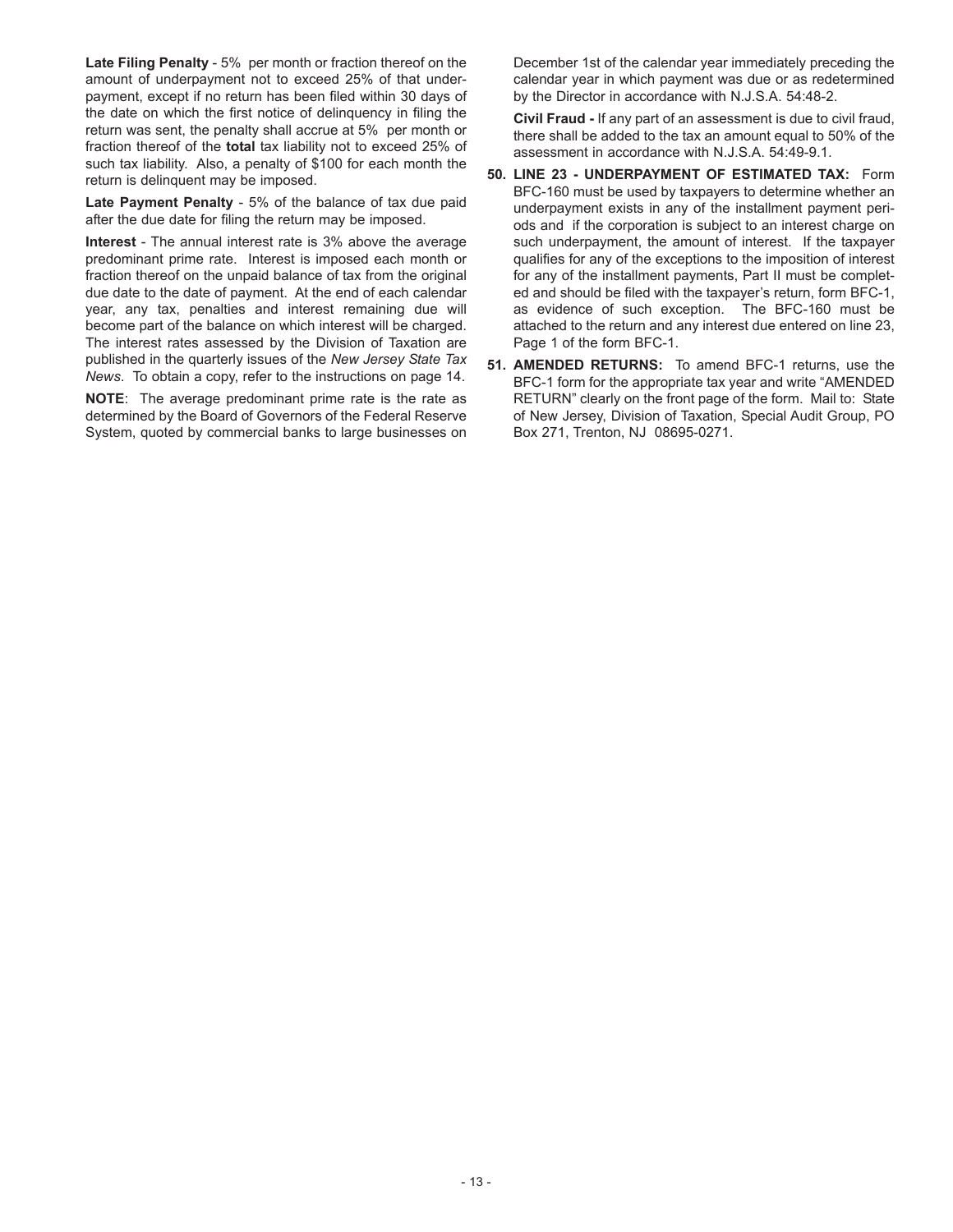**Late Filing Penalty** - 5% per month or fraction thereof on the amount of underpayment not to exceed 25% of that underpayment, except if no return has been filed within 30 days of the date on which the first notice of delinquency in filing the return was sent, the penalty shall accrue at 5% per month or fraction thereof of the **total** tax liability not to exceed 25% of such tax liability. Also, a penalty of $100 for each month the return is delinquent may be imposed.

**Late Payment Penalty** - 5% of the balance of tax due paid after the due date for filing the return may be imposed.

**Interest** - The annual interest rate is 3% above the average predominant prime rate. Interest is imposed each month or fraction thereof on the unpaid balance of tax from the original due date to the date of payment. At the end of each calendar year, any tax, penalties and interest remaining due will become part of the balance on which interest will be charged. The interest rates assessed by the Division of Taxation are published in the quarterly issues of the *New Jersey State Tax News*. To obtain a copy, refer to the instructions on page 14.

**NOTE**: The average predominant prime rate is the rate as determined by the Board of Governors of the Federal Reserve System, quoted by commercial banks to large businesses on December 1st of the calendar year immediately preceding the calendar year in which payment was due or as redetermined by the Director in accordance with N.J.S.A. 54:48-2.

**Civil Fraud -** If any part of an assessment is due to civil fraud, there shall be added to the tax an amount equal to 50% of the assessment in accordance with N.J.S.A. 54:49-9.1.

**50. LINE 23 - UNDERPAYMENT OF ESTIMATED TAX:** Form BFC-160 must be used by taxpayers to determine whether an underpayment exists in any of the installment payment periods and if the corporation is subject to an interest charge on such underpayment, the amount of interest. If the taxpayer qualifies for any of the exceptions to the imposition of interest for any of the installment payments, Part II must be completed and should be filed with the taxpayer's return, form BFC-1, as evidence of such exception. The BFC-160 must be attached to the return and any interest due entered on line 23, Page 1 of the form BFC-1.

**51. AMENDED RETURNS:** To amend BFC-1 returns, use the BFC-1 form for the appropriate tax year and write "AMENDED RETURN" clearly on the front page of the form. Mail to: State of New Jersey, Division of Taxation, Special Audit Group, PO Box 271, Trenton, NJ 08695-0271.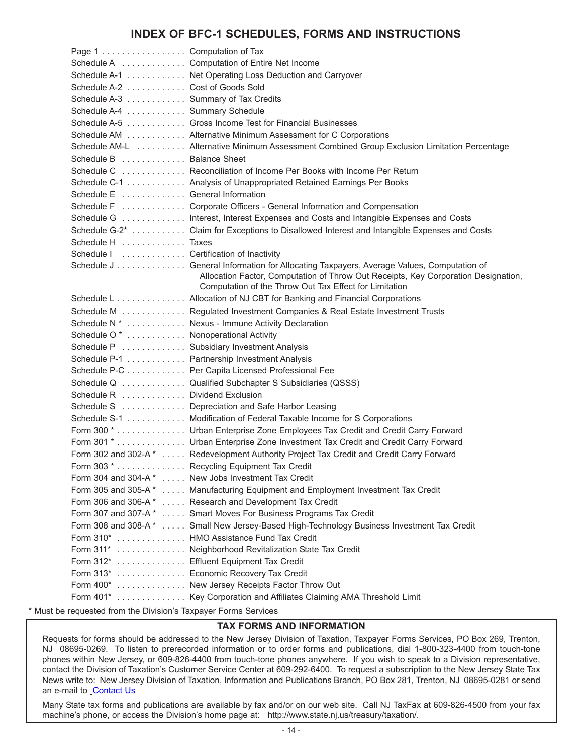# INDEX OF BFC-1 SCHEDULES, FORMS AND INSTRUCTIONS

| | |
|---|---|
| Page 1 | Computation of Tax |
| Schedule A | Computation of Entire Net Income |
| Schedule A-1 | Net Operating Loss Deduction and Carryover |
| Schedule A-2 | Cost of Goods Sold |
| Schedule A-3 | Summary of Tax Credits |
| Schedule A-4 | Summary Schedule |
| Schedule A-5 | Gross Income Test for Financial Businesses |
| Schedule AM | Alternative Minimum Assessment for C Corporations |
| Schedule AM-L | Alternative Minimum Assessment Combined Group Exclusion Limitation Percentage |
| Schedule B | Balance Sheet |
| Schedule C | Reconciliation of Income Per Books with Income Per Return |
| Schedule C-1 | Analysis of Unappropriated Retained Earnings Per Books |
| Schedule E | General Information |
| Schedule F | Corporate Officers - General Information and Compensation |
| Schedule G | Interest, Interest Expenses and Costs and Intangible Expenses and Costs |
| Schedule G-2* | Claim for Exceptions to Disallowed Interest and Intangible Expenses and Costs |
| Schedule H | Taxes |
| Schedule I | Certification of Inactivity |
| Schedule J | General Information for Allocating Taxpayers, Average Values, Computation of Allocation Factor, Computation of Throw Out Receipts, Key Corporation Designation, Computation of the Throw Out Tax Effect for Limitation |
| Schedule L | Allocation of NJ CBT for Banking and Financial Corporations |
| Schedule M | Regulated Investment Companies & Real Estate Investment Trusts |
| Schedule N * | Nexus - Immune Activity Declaration |
| Schedule O * | Nonoperational Activity |
| Schedule P | Subsidiary Investment Analysis |
| Schedule P-1 | Partnership Investment Analysis |
| Schedule P-C | Per Capita Licensed Professional Fee |
| Schedule Q | Qualified Subchapter S Subsidiaries (QSSS) |
| Schedule R | Dividend Exclusion |
| Schedule S | Depreciation and Safe Harbor Leasing |
| Schedule S-1 | Modification of Federal Taxable Income for S Corporations |
| Form 300 * | Urban Enterprise Zone Employees Tax Credit and Credit Carry Forward |
| Form 301 * | Urban Enterprise Zone Investment Tax Credit and Credit Carry Forward |
| Form 302 and 302-A * | Redevelopment Authority Project Tax Credit and Credit Carry Forward |
| Form 303 * | Recycling Equipment Tax Credit |
| Form 304 and 304-A * | New Jobs Investment Tax Credit |
| Form 305 and 305-A * | Manufacturing Equipment and Employment Investment Tax Credit |
| Form 306 and 306-A * | Research and Development Tax Credit |
| Form 307 and 307-A * | Smart Moves For Business Programs Tax Credit |
| Form 308 and 308-A * | Small New Jersey-Based High-Technology Business Investment Tax Credit |
| Form 310* | HMO Assistance Fund Tax Credit |
| Form 311* | Neighborhood Revitalization State Tax Credit |
| Form 312* | Effluent Equipment Tax Credit |
| Form 313* | Economic Recovery Tax Credit |
| Form 400* | New Jersey Receipts Factor Throw Out |
| Form 401* | Key Corporation and Affiliates Claiming AMA Threshold Limit |

\* Must be requested from the Division's Taxpayer Forms Services

## TAX FORMS AND INFORMATION

Requests for forms should be addressed to the New Jersey Division of Taxation, Taxpayer Forms Services, PO Box 269, Trenton, NJ 08695-0269. To listen to prerecorded information or to order forms and publications, dial 1-800-323-4400 from touch-tone phones within New Jersey, or 609-826-4400 from touch-tone phones anywhere. If you wish to speak to a Division representative, contact the Division of Taxation's Customer Service Center at 609-292-6400. To request a subscription to the New Jersey State Tax News write to: New Jersey Division of Taxation, Information and Publications Branch, PO Box 281, Trenton, NJ 08695-0281 or send an e-mail to Contact Us

Many State tax forms and publications are available by fax and/or on our web site. Call NJ TaxFax at 609-826-4500 from your fax machine's phone, or access the Division's home page at: http://www.state.nj.us/treasury/taxation/.